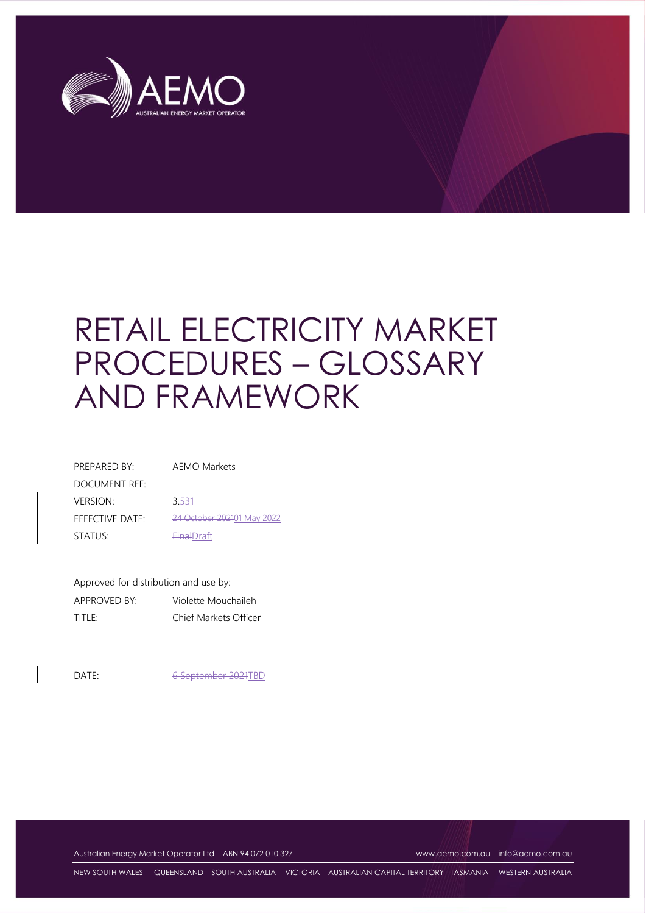AEMO

AUSTRALIAN ENERGY MARKET OPERATOR

# RETAIL ELECTRICITY MARKET PROCEDURES – GLOSSARY AND FRAMEWORK

| | |
|---|---|
| PREPARED BY: | AEMO Markets |
| DOCUMENT REF: | |
| VERSION: | 3.~~31~~5 |
| EFFECTIVE DATE: | ~~24 October 2021~~01 May 2022 |
| STATUS: | ~~Final~~Draft |

Approved for distribution and use by:

| | |
|---|---|
| APPROVED BY: | Violette Mouchaileh |
| TITLE: | Chief Markets Officer |

DATE: ~~6 September 2021~~TBD

Australian Energy Market Operator Ltd ABN 94 072 010 327 www.aemo.com.au info@aemo.com.au

NEW SOUTH WALES QUEENSLAND SOUTH AUSTRALIA VICTORIA AUSTRALIAN CAPITAL TERRITORY TASMANIA WESTERN AUSTRALIA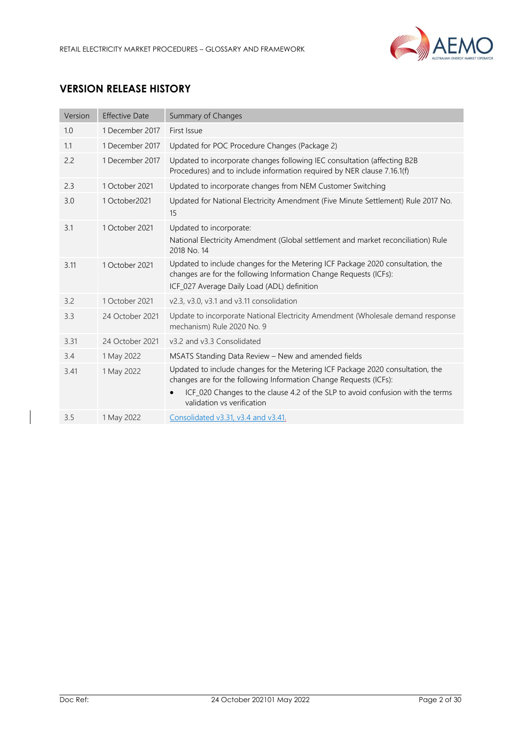## VERSION RELEASE HISTORY

| Version | Effective Date | Summary of Changes |
|---|---|---|
| 1.0 | 1 December 2017 | First Issue |
| 1.1 | 1 December 2017 | Updated for POC Procedure Changes (Package 2) |
| 2.2 | 1 December 2017 | Updated to incorporate changes following IEC consultation (affecting B2B Procedures) and to include information required by NER clause 7.16.1(f) |
| 2.3 | 1 October 2021 | Updated to incorporate changes from NEM Customer Switching |
| 3.0 | 1 October2021 | Updated for National Electricity Amendment (Five Minute Settlement) Rule 2017 No. 15 |
| 3.1 | 1 October 2021 | Updated to incorporate:<br>National Electricity Amendment (Global settlement and market reconciliation) Rule 2018 No. 14 |
| 3.11 | 1 October 2021 | Updated to include changes for the Metering ICF Package 2020 consultation, the changes are for the following Information Change Requests (ICFs):<br>ICF_027 Average Daily Load (ADL) definition |
| 3.2 | 1 October 2021 | v2.3, v3.0, v3.1 and v3.11 consolidation |
| 3.3 | 24 October 2021 | Update to incorporate National Electricity Amendment (Wholesale demand response mechanism) Rule 2020 No. 9 |
| 3.31 | 24 October 2021 | v3.2 and v3.3 Consolidated |
| 3.4 | 1 May 2022 | MSATS Standing Data Review – New and amended fields |
| 3.41 | 1 May 2022 | Updated to include changes for the Metering ICF Package 2020 consultation, the changes are for the following Information Change Requests (ICFs):<br>• ICF_020 Changes to the clause 4.2 of the SLP to avoid confusion with the terms validation vs verification |
| 3.5 | 1 May 2022 | Consolidated v3.31, v3.4 and v3.41. |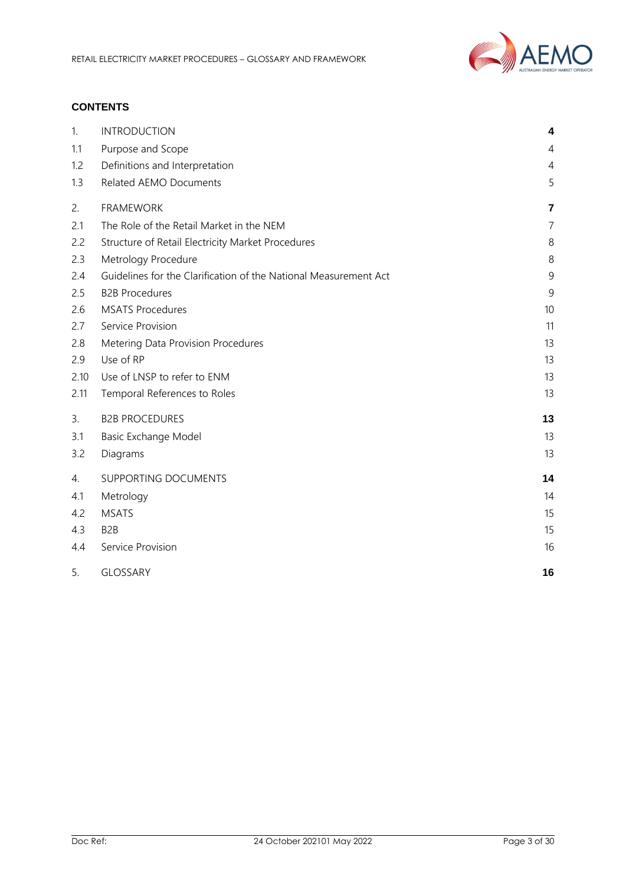**CONTENTS**

| | | |
|---|---|---|
| 1. | INTRODUCTION | **4** |
| 1.1 | Purpose and Scope | 4 |
| 1.2 | Definitions and Interpretation | 4 |
| 1.3 | Related AEMO Documents | 5 |
| 2. | FRAMEWORK | **7** |
| 2.1 | The Role of the Retail Market in the NEM | 7 |
| 2.2 | Structure of Retail Electricity Market Procedures | 8 |
| 2.3 | Metrology Procedure | 8 |
| 2.4 | Guidelines for the Clarification of the National Measurement Act | 9 |
| 2.5 | B2B Procedures | 9 |
| 2.6 | MSATS Procedures | 10 |
| 2.7 | Service Provision | 11 |
| 2.8 | Metering Data Provision Procedures | 13 |
| 2.9 | Use of RP | 13 |
| 2.10 | Use of LNSP to refer to ENM | 13 |
| 2.11 | Temporal References to Roles | 13 |
| 3. | B2B PROCEDURES | **13** |
| 3.1 | Basic Exchange Model | 13 |
| 3.2 | Diagrams | 13 |
| 4. | SUPPORTING DOCUMENTS | **14** |
| 4.1 | Metrology | 14 |
| 4.2 | MSATS | 15 |
| 4.3 | B2B | 15 |
| 4.4 | Service Provision | 16 |
| 5. | GLOSSARY | **16** |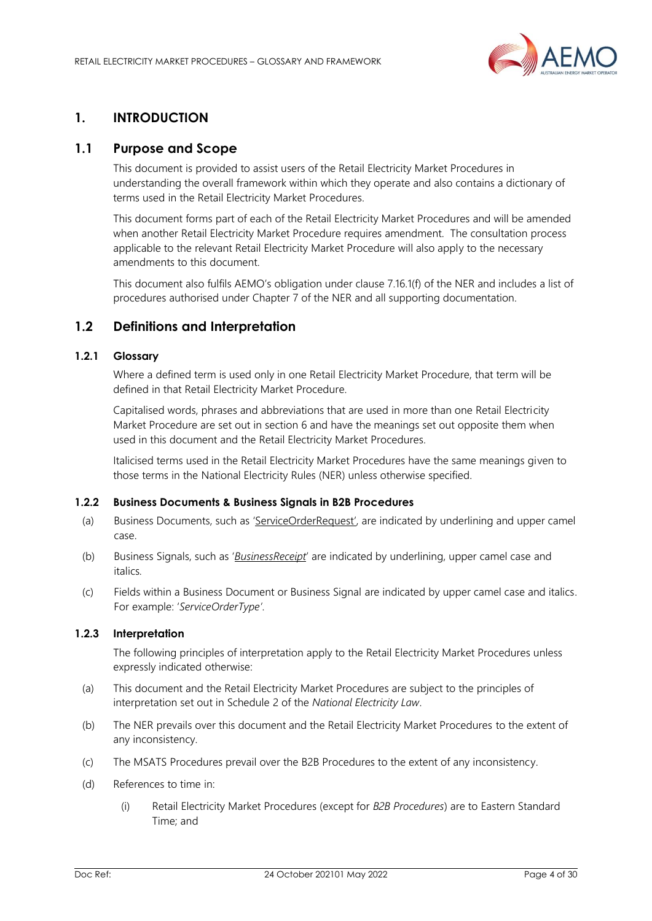# 1. INTRODUCTION

## 1.1 Purpose and Scope

This document is provided to assist users of the Retail Electricity Market Procedures in understanding the overall framework within which they operate and also contains a dictionary of terms used in the Retail Electricity Market Procedures.

This document forms part of each of the Retail Electricity Market Procedures and will be amended when another Retail Electricity Market Procedure requires amendment. The consultation process applicable to the relevant Retail Electricity Market Procedure will also apply to the necessary amendments to this document.

This document also fulfils AEMO's obligation under clause 7.16.1(f) of the NER and includes a list of procedures authorised under Chapter 7 of the NER and all supporting documentation.

## 1.2 Definitions and Interpretation

### 1.2.1 Glossary

Where a defined term is used only in one Retail Electricity Market Procedure, that term will be defined in that Retail Electricity Market Procedure.

Capitalised words, phrases and abbreviations that are used in more than one Retail Electricity Market Procedure are set out in section 6 and have the meanings set out opposite them when used in this document and the Retail Electricity Market Procedures.

Italicised terms used in the Retail Electricity Market Procedures have the same meanings given to those terms in the National Electricity Rules (NER) unless otherwise specified.

### 1.2.2 Business Documents & Business Signals in B2B Procedures

(a) Business Documents, such as '<u>ServiceOrderRequest</u>', are indicated by underlining and upper camel case.

(b) Business Signals, such as '<u>*BusinessReceipt*</u>' are indicated by underlining, upper camel case and italics.

(c) Fields within a Business Document or Business Signal are indicated by upper camel case and italics. For example: '*ServiceOrderType*'.

### 1.2.3 Interpretation

The following principles of interpretation apply to the Retail Electricity Market Procedures unless expressly indicated otherwise:

(a) This document and the Retail Electricity Market Procedures are subject to the principles of interpretation set out in Schedule 2 of the *National Electricity Law*.

(b) The NER prevails over this document and the Retail Electricity Market Procedures to the extent of any inconsistency.

(c) The MSATS Procedures prevail over the B2B Procedures to the extent of any inconsistency.

(d) References to time in:

(i) Retail Electricity Market Procedures (except for *B2B Procedures*) are to Eastern Standard Time; and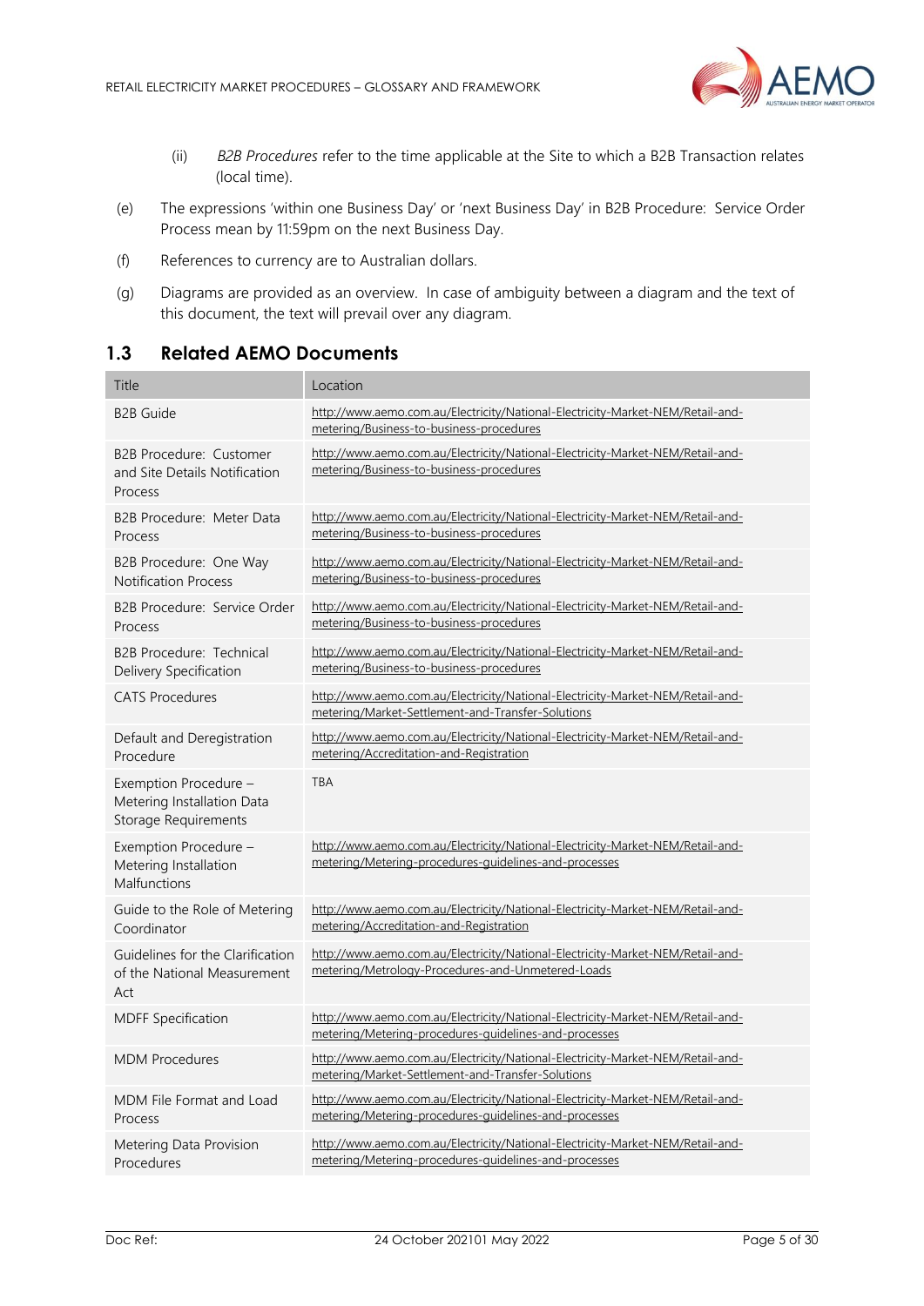(ii) *B2B Procedures* refer to the time applicable at the Site to which a B2B Transaction relates (local time).

(e) The expressions 'within one Business Day' or 'next Business Day' in B2B Procedure: Service Order Process mean by 11:59pm on the next Business Day.

(f) References to currency are to Australian dollars.

(g) Diagrams are provided as an overview. In case of ambiguity between a diagram and the text of this document, the text will prevail over any diagram.

## 1.3 Related AEMO Documents

| Title | Location |
|---|---|
| B2B Guide | http://www.aemo.com.au/Electricity/National-Electricity-Market-NEM/Retail-and-metering/Business-to-business-procedures |
| B2B Procedure: Customer and Site Details Notification Process | http://www.aemo.com.au/Electricity/National-Electricity-Market-NEM/Retail-and-metering/Business-to-business-procedures |
| B2B Procedure: Meter Data Process | http://www.aemo.com.au/Electricity/National-Electricity-Market-NEM/Retail-and-metering/Business-to-business-procedures |
| B2B Procedure: One Way Notification Process | http://www.aemo.com.au/Electricity/National-Electricity-Market-NEM/Retail-and-metering/Business-to-business-procedures |
| B2B Procedure: Service Order Process | http://www.aemo.com.au/Electricity/National-Electricity-Market-NEM/Retail-and-metering/Business-to-business-procedures |
| B2B Procedure: Technical Delivery Specification | http://www.aemo.com.au/Electricity/National-Electricity-Market-NEM/Retail-and-metering/Business-to-business-procedures |
| CATS Procedures | http://www.aemo.com.au/Electricity/National-Electricity-Market-NEM/Retail-and-metering/Market-Settlement-and-Transfer-Solutions |
| Default and Deregistration Procedure | http://www.aemo.com.au/Electricity/National-Electricity-Market-NEM/Retail-and-metering/Accreditation-and-Registration |
| Exemption Procedure – Metering Installation Data Storage Requirements | TBA |
| Exemption Procedure – Metering Installation Malfunctions | http://www.aemo.com.au/Electricity/National-Electricity-Market-NEM/Retail-and-metering/Metering-procedures-guidelines-and-processes |
| Guide to the Role of Metering Coordinator | http://www.aemo.com.au/Electricity/National-Electricity-Market-NEM/Retail-and-metering/Accreditation-and-Registration |
| Guidelines for the Clarification of the National Measurement Act | http://www.aemo.com.au/Electricity/National-Electricity-Market-NEM/Retail-and-metering/Metrology-Procedures-and-Unmetered-Loads |
| MDFF Specification | http://www.aemo.com.au/Electricity/National-Electricity-Market-NEM/Retail-and-metering/Metering-procedures-guidelines-and-processes |
| MDM Procedures | http://www.aemo.com.au/Electricity/National-Electricity-Market-NEM/Retail-and-metering/Market-Settlement-and-Transfer-Solutions |
| MDM File Format and Load Process | http://www.aemo.com.au/Electricity/National-Electricity-Market-NEM/Retail-and-metering/Metering-procedures-guidelines-and-processes |
| Metering Data Provision Procedures | http://www.aemo.com.au/Electricity/National-Electricity-Market-NEM/Retail-and-metering/Metering-procedures-guidelines-and-processes |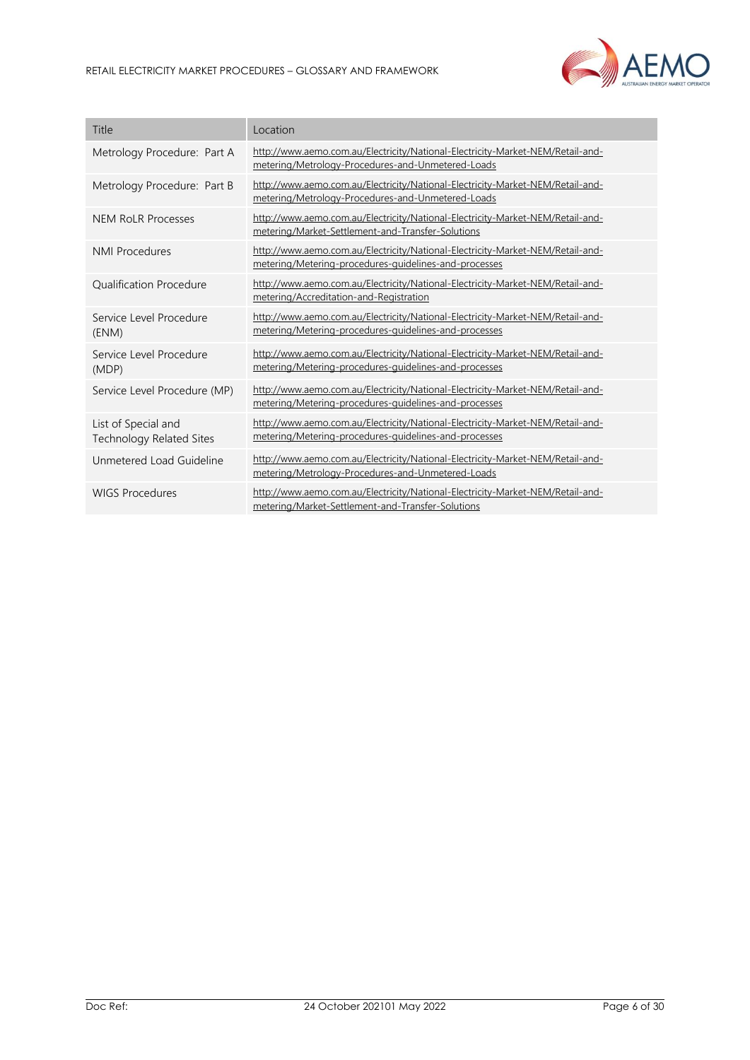| Title | Location |
| --- | --- |
| Metrology Procedure: Part A | http://www.aemo.com.au/Electricity/National-Electricity-Market-NEM/Retail-and-metering/Metrology-Procedures-and-Unmetered-Loads |
| Metrology Procedure: Part B | http://www.aemo.com.au/Electricity/National-Electricity-Market-NEM/Retail-and-metering/Metrology-Procedures-and-Unmetered-Loads |
| NEM RoLR Processes | http://www.aemo.com.au/Electricity/National-Electricity-Market-NEM/Retail-and-metering/Market-Settlement-and-Transfer-Solutions |
| NMI Procedures | http://www.aemo.com.au/Electricity/National-Electricity-Market-NEM/Retail-and-metering/Metering-procedures-guidelines-and-processes |
| Qualification Procedure | http://www.aemo.com.au/Electricity/National-Electricity-Market-NEM/Retail-and-metering/Accreditation-and-Registration |
| Service Level Procedure (ENM) | http://www.aemo.com.au/Electricity/National-Electricity-Market-NEM/Retail-and-metering/Metering-procedures-guidelines-and-processes |
| Service Level Procedure (MDP) | http://www.aemo.com.au/Electricity/National-Electricity-Market-NEM/Retail-and-metering/Metering-procedures-guidelines-and-processes |
| Service Level Procedure (MP) | http://www.aemo.com.au/Electricity/National-Electricity-Market-NEM/Retail-and-metering/Metering-procedures-guidelines-and-processes |
| List of Special and Technology Related Sites | http://www.aemo.com.au/Electricity/National-Electricity-Market-NEM/Retail-and-metering/Metering-procedures-guidelines-and-processes |
| Unmetered Load Guideline | http://www.aemo.com.au/Electricity/National-Electricity-Market-NEM/Retail-and-metering/Metrology-Procedures-and-Unmetered-Loads |
| WIGS Procedures | http://www.aemo.com.au/Electricity/National-Electricity-Market-NEM/Retail-and-metering/Market-Settlement-and-Transfer-Solutions |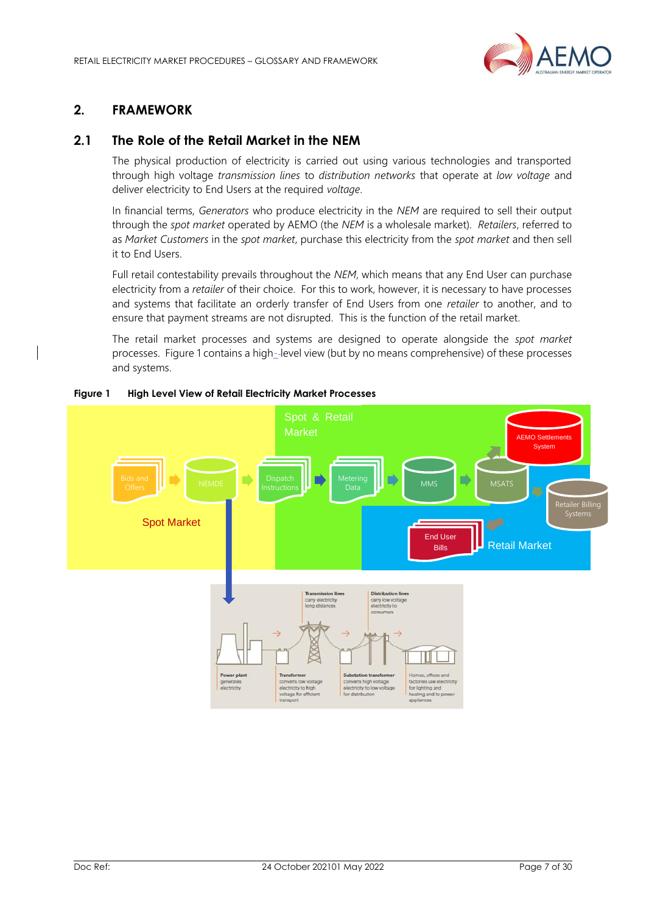## 2. FRAMEWORK

### 2.1 The Role of the Retail Market in the NEM

The physical production of electricity is carried out using various technologies and transported through high voltage *transmission lines* to *distribution networks* that operate at *low voltage* and deliver electricity to End Users at the required *voltage*.

In financial terms, *Generators* who produce electricity in the *NEM* are required to sell their output through the *spot market* operated by AEMO (the *NEM* is a wholesale market). *Retailers*, referred to as *Market Customers* in the *spot market*, purchase this electricity from the *spot market* and then sell it to End Users.

Full retail contestability prevails throughout the *NEM*, which means that any End User can purchase electricity from a *retailer* of their choice. For this to work, however, it is necessary to have processes and systems that facilitate an orderly transfer of End Users from one *retailer* to another, and to ensure that payment streams are not disrupted. This is the function of the retail market.

The retail market processes and systems are designed to operate alongside the *spot market* processes. Figure 1 contains a high-level view (but by no means comprehensive) of these processes and systems.

**Figure 1 High Level View of Retail Electricity Market Processes**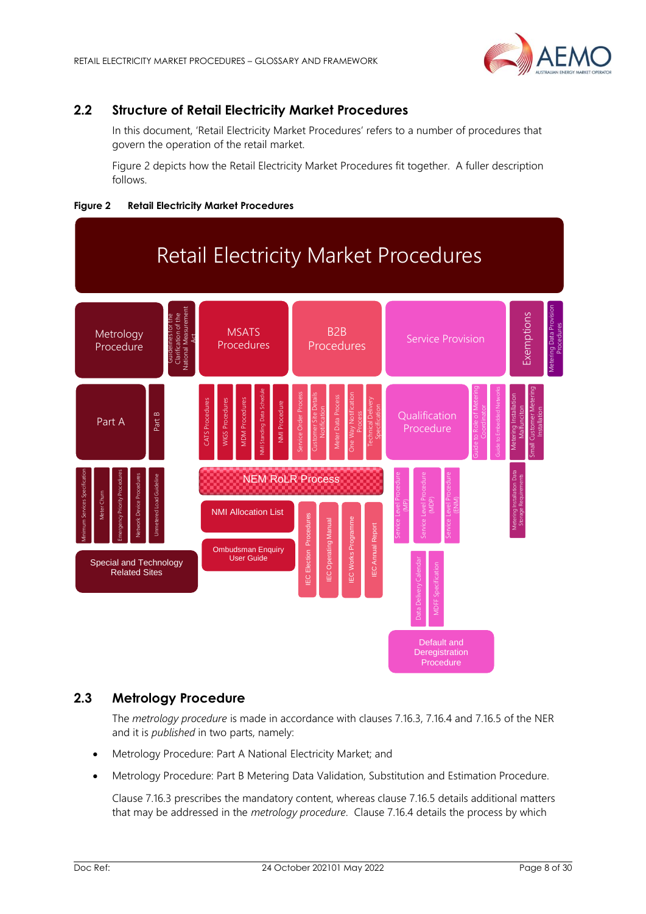## 2.2 Structure of Retail Electricity Market Procedures

In this document, 'Retail Electricity Market Procedures' refers to a number of procedures that govern the operation of the retail market.

Figure 2 depicts how the Retail Electricity Market Procedures fit together. A fuller description follows.

**Figure 2 Retail Electricity Market Procedures**

Retail Electricity Market Procedures

- Metrology Procedure
  - Part A
  - Part B
  - Minimum Services Specification
  - Meter Churn
  - Emergency Priority Procedures
  - Network Device Procedures
  - Unmetered Load Guideline
  - Special and Technology Related Sites
- Guidelines for the Clarification of the National Measurement Act
- MSATS Procedures
  - CATS Procedures
  - WIGS Procedures
  - MDM Procedures
  - NMI Standing Data Schedule
  - NMI Procedure
- NEM RoLR Process
- NMI Allocation List
- Ombudsman Enquiry User Guide
- B2B Procedures
  - Service Order Process
  - Customer Site Details Notification
  - Meter Data Process
  - One Way Notification Process
  - Technical Delivery Specification
  - IEC Election Procedures
  - IEC Operating Manual
  - IEC Works Programme
  - IEC Annual Report
- Service Provision
  - Qualification Procedure
  - Guide to Role of Metering Coordinator
  - Guide to Embedded Networks
  - Service Level Procedure (MP)
  - Service Level Procedure (MDP)
  - Service Level Procedure (ENM)
  - Data Delivery Calendar
  - MDFF Specification
  - Default and Deregistration Procedure
- Exemptions
  - Metering Installation Malfunction
  - Small Customer Metering Installation
  - Metering Installation Data Storage Requirements
- Metering Data Provision Procedures

## 2.3 Metrology Procedure

The *metrology procedure* is made in accordance with clauses 7.16.3, 7.16.4 and 7.16.5 of the NER and it is *published* in two parts, namely:

- Metrology Procedure: Part A National Electricity Market; and
- Metrology Procedure: Part B Metering Data Validation, Substitution and Estimation Procedure.

Clause 7.16.3 prescribes the mandatory content, whereas clause 7.16.5 details additional matters that may be addressed in the *metrology procedure*. Clause 7.16.4 details the process by which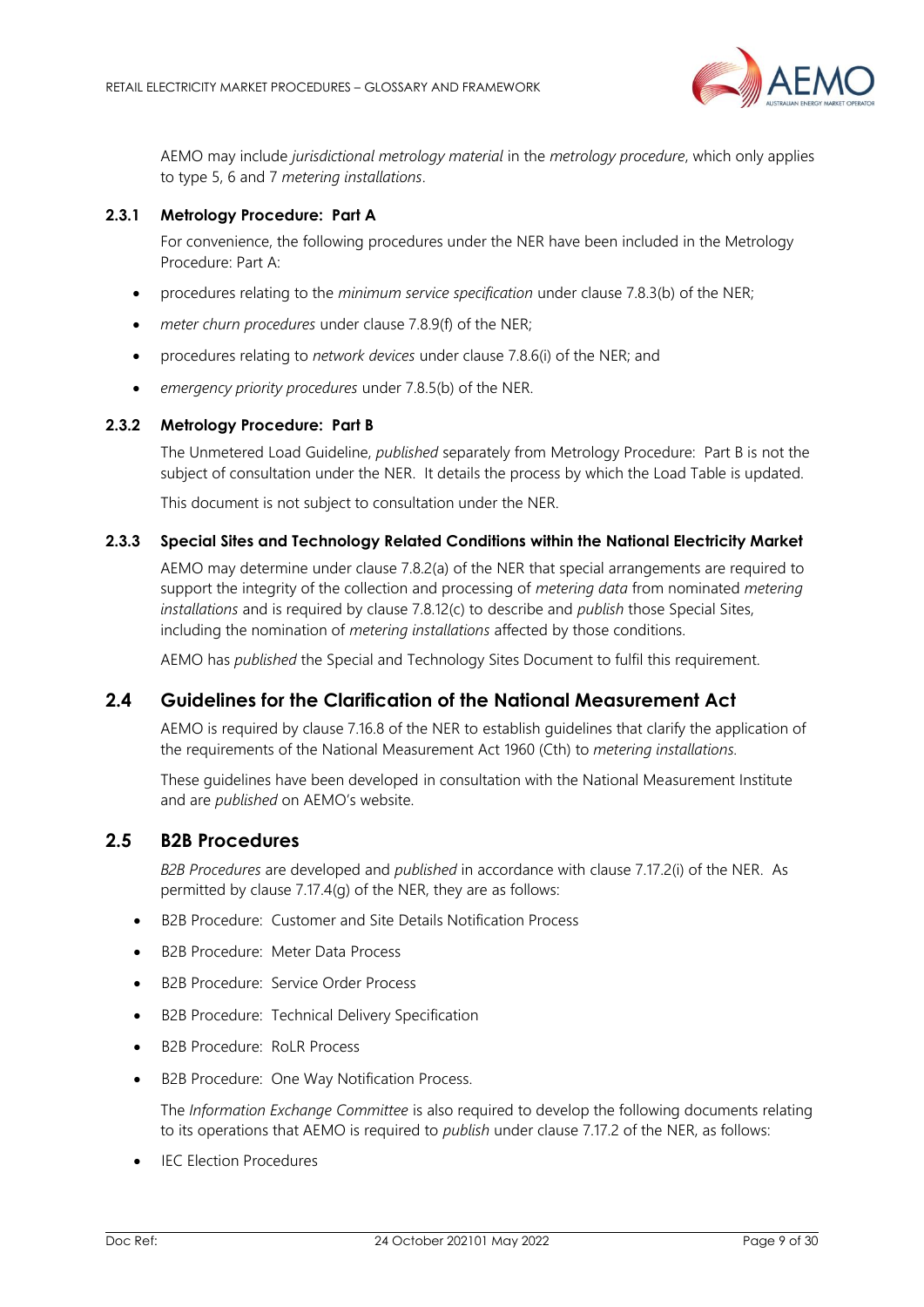AEMO may include *jurisdictional metrology material* in the *metrology procedure*, which only applies to type 5, 6 and 7 *metering installations*.

### 2.3.1 Metrology Procedure: Part A

For convenience, the following procedures under the NER have been included in the Metrology Procedure: Part A:

- procedures relating to the *minimum service specification* under clause 7.8.3(b) of the NER;
- *meter churn procedures* under clause 7.8.9(f) of the NER;
- procedures relating to *network devices* under clause 7.8.6(i) of the NER; and
- *emergency priority procedures* under 7.8.5(b) of the NER.

### 2.3.2 Metrology Procedure: Part B

The Unmetered Load Guideline, *published* separately from Metrology Procedure: Part B is not the subject of consultation under the NER. It details the process by which the Load Table is updated.

This document is not subject to consultation under the NER.

### 2.3.3 Special Sites and Technology Related Conditions within the National Electricity Market

AEMO may determine under clause 7.8.2(a) of the NER that special arrangements are required to support the integrity of the collection and processing of *metering data* from nominated *metering installations* and is required by clause 7.8.12(c) to describe and *publish* those Special Sites, including the nomination of *metering installations* affected by those conditions.

AEMO has *published* the Special and Technology Sites Document to fulfil this requirement.

## 2.4 Guidelines for the Clarification of the National Measurement Act

AEMO is required by clause 7.16.8 of the NER to establish guidelines that clarify the application of the requirements of the National Measurement Act 1960 (Cth) to *metering installations.*

These guidelines have been developed in consultation with the National Measurement Institute and are *published* on AEMO's website.

## 2.5 B2B Procedures

*B2B Procedures* are developed and *published* in accordance with clause 7.17.2(i) of the NER. As permitted by clause 7.17.4(g) of the NER, they are as follows:

- B2B Procedure: Customer and Site Details Notification Process
- B2B Procedure: Meter Data Process
- B2B Procedure: Service Order Process
- B2B Procedure: Technical Delivery Specification
- B2B Procedure: RoLR Process
- B2B Procedure: One Way Notification Process.

The *Information Exchange Committee* is also required to develop the following documents relating to its operations that AEMO is required to *publish* under clause 7.17.2 of the NER, as follows:

- IEC Election Procedures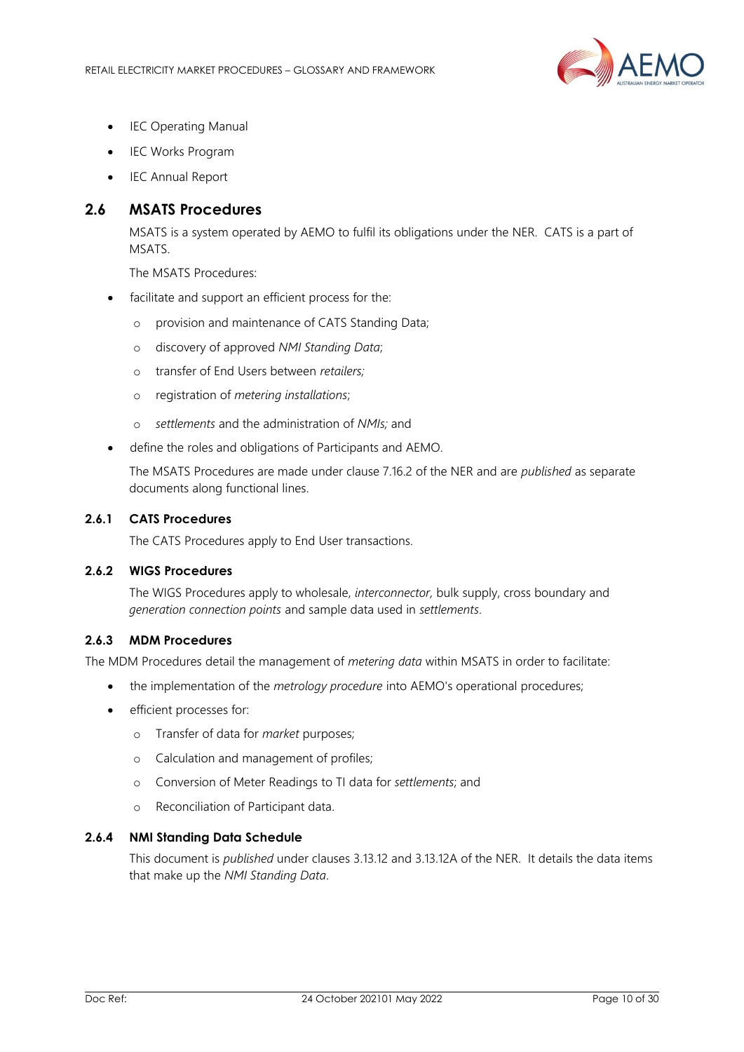- IEC Operating Manual
- IEC Works Program
- IEC Annual Report

## 2.6 MSATS Procedures

MSATS is a system operated by AEMO to fulfil its obligations under the NER. CATS is a part of MSATS.

The MSATS Procedures:

- facilitate and support an efficient process for the:
  - provision and maintenance of CATS Standing Data;
  - discovery of approved *NMI Standing Data*;
  - transfer of End Users between *retailers;*
  - registration of *metering installations*;
  - *settlements* and the administration of *NMIs;* and
- define the roles and obligations of Participants and AEMO.

The MSATS Procedures are made under clause 7.16.2 of the NER and are *published* as separate documents along functional lines.

### 2.6.1 CATS Procedures

The CATS Procedures apply to End User transactions.

### 2.6.2 WIGS Procedures

The WIGS Procedures apply to wholesale, *interconnector,* bulk supply, cross boundary and *generation connection points* and sample data used in *settlements*.

### 2.6.3 MDM Procedures

The MDM Procedures detail the management of *metering data* within MSATS in order to facilitate:

- the implementation of the *metrology procedure* into AEMO's operational procedures;
- efficient processes for:
  - Transfer of data for *market* purposes;
  - Calculation and management of profiles;
  - Conversion of Meter Readings to TI data for *settlements*; and
  - Reconciliation of Participant data.

### 2.6.4 NMI Standing Data Schedule

This document is *published* under clauses 3.13.12 and 3.13.12A of the NER. It details the data items that make up the *NMI Standing Data*.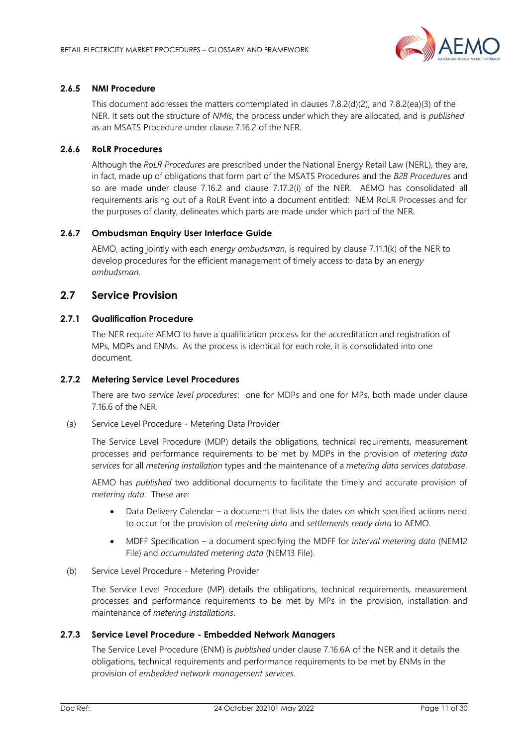### 2.6.5 NMI Procedure

This document addresses the matters contemplated in clauses 7.8.2(d)(2), and 7.8.2(ea)(3) of the NER. It sets out the structure of *NMIs*, the process under which they are allocated, and is *published* as an MSATS Procedure under clause 7.16.2 of the NER.

### 2.6.6 RoLR Procedures

Although the *RoLR Procedures* are prescribed under the National Energy Retail Law (NERL), they are, in fact, made up of obligations that form part of the MSATS Procedures and the *B2B Procedures* and so are made under clause 7.16.2 and clause 7.17.2(i) of the NER. AEMO has consolidated all requirements arising out of a RoLR Event into a document entitled: NEM RoLR Processes and for the purposes of clarity, delineates which parts are made under which part of the NER.

### 2.6.7 Ombudsman Enquiry User Interface Guide

AEMO, acting jointly with each *energy ombudsman*, is required by clause 7.11.1(k) of the NER to develop procedures for the efficient management of timely access to data by an *energy ombudsman*.

## 2.7 Service Provision

### 2.7.1 Qualification Procedure

The NER require AEMO to have a qualification process for the accreditation and registration of MPs, MDPs and ENMs. As the process is identical for each role, it is consolidated into one document.

### 2.7.2 Metering Service Level Procedures

There are two *service level procedures*: one for MDPs and one for MPs, both made under clause 7.16.6 of the NER.

(a) Service Level Procedure - Metering Data Provider

The Service Level Procedure (MDP) details the obligations, technical requirements, measurement processes and performance requirements to be met by MDPs in the provision of *metering data services* for all *metering installation* types and the maintenance of a *metering data services database*.

AEMO has *published* two additional documents to facilitate the timely and accurate provision of *metering data*. These are:

- Data Delivery Calendar – a document that lists the dates on which specified actions need to occur for the provision of *metering data* and *settlements ready data* to AEMO.
- MDFF Specification – a document specifying the MDFF for *interval metering data* (NEM12 File) and *accumulated metering data* (NEM13 File).

(b) Service Level Procedure - Metering Provider

The Service Level Procedure (MP) details the obligations, technical requirements, measurement processes and performance requirements to be met by MPs in the provision, installation and maintenance of *metering installations*.

### 2.7.3 Service Level Procedure - Embedded Network Managers

The Service Level Procedure (ENM) is *published* under clause 7.16.6A of the NER and it details the obligations, technical requirements and performance requirements to be met by ENMs in the provision of *embedded network management services*.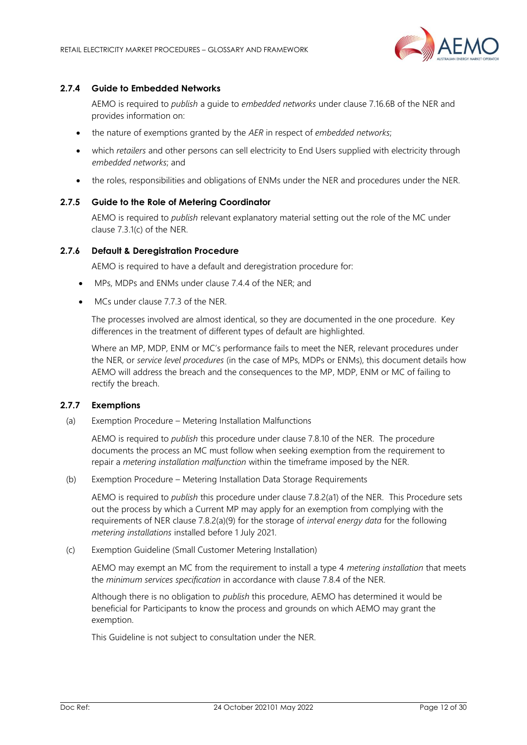### 2.7.4 Guide to Embedded Networks

AEMO is required to *publish* a guide to *embedded networks* under clause 7.16.6B of the NER and provides information on:

- the nature of exemptions granted by the *AER* in respect of *embedded networks*;
- which *retailers* and other persons can sell electricity to End Users supplied with electricity through *embedded networks*; and
- the roles, responsibilities and obligations of ENMs under the NER and procedures under the NER.

### 2.7.5 Guide to the Role of Metering Coordinator

AEMO is required to *publish* relevant explanatory material setting out the role of the MC under clause 7.3.1(c) of the NER.

### 2.7.6 Default & Deregistration Procedure

AEMO is required to have a default and deregistration procedure for:

- MPs, MDPs and ENMs under clause 7.4.4 of the NER; and
- MCs under clause 7.7.3 of the NER.

The processes involved are almost identical, so they are documented in the one procedure. Key differences in the treatment of different types of default are highlighted.

Where an MP, MDP, ENM or MC's performance fails to meet the NER, relevant procedures under the NER, or *service level procedures* (in the case of MPs, MDPs or ENMs), this document details how AEMO will address the breach and the consequences to the MP, MDP, ENM or MC of failing to rectify the breach.

### 2.7.7 Exemptions

(a) Exemption Procedure – Metering Installation Malfunctions

AEMO is required to *publish* this procedure under clause 7.8.10 of the NER. The procedure documents the process an MC must follow when seeking exemption from the requirement to repair a *metering installation malfunction* within the timeframe imposed by the NER.

(b) Exemption Procedure – Metering Installation Data Storage Requirements

AEMO is required to *publish* this procedure under clause 7.8.2(a1) of the NER. This Procedure sets out the process by which a Current MP may apply for an exemption from complying with the requirements of NER clause 7.8.2(a)(9) for the storage of *interval energy data* for the following *metering installations* installed before 1 July 2021.

(c) Exemption Guideline (Small Customer Metering Installation)

AEMO may exempt an MC from the requirement to install a type 4 *metering installation* that meets the *minimum services specification* in accordance with clause 7.8.4 of the NER.

Although there is no obligation to *publish* this procedure, AEMO has determined it would be beneficial for Participants to know the process and grounds on which AEMO may grant the exemption.

This Guideline is not subject to consultation under the NER.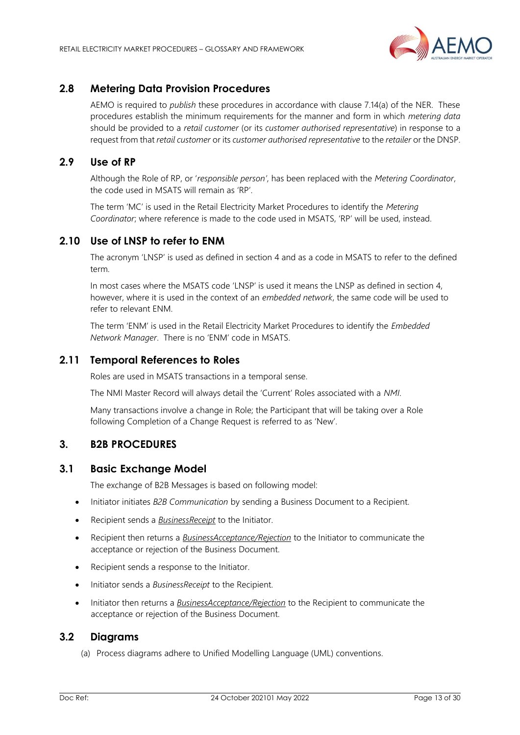## 2.8 Metering Data Provision Procedures

AEMO is required to *publish* these procedures in accordance with clause 7.14(a) of the NER. These procedures establish the minimum requirements for the manner and form in which *metering data* should be provided to a *retail customer* (or its *customer authorised representative*) in response to a request from that *retail customer* or its *customer authorised representative* to the *retailer* or the DNSP.

## 2.9 Use of RP

Although the Role of RP, or '*responsible person*', has been replaced with the *Metering Coordinator*, the code used in MSATS will remain as 'RP'.

The term 'MC' is used in the Retail Electricity Market Procedures to identify the *Metering Coordinator*; where reference is made to the code used in MSATS, 'RP' will be used, instead.

## 2.10 Use of LNSP to refer to ENM

The acronym 'LNSP' is used as defined in section 4 and as a code in MSATS to refer to the defined term.

In most cases where the MSATS code 'LNSP' is used it means the LNSP as defined in section 4, however, where it is used in the context of an *embedded network*, the same code will be used to refer to relevant ENM.

The term 'ENM' is used in the Retail Electricity Market Procedures to identify the *Embedded Network Manager*. There is no 'ENM' code in MSATS.

## 2.11 Temporal References to Roles

Roles are used in MSATS transactions in a temporal sense.

The NMI Master Record will always detail the 'Current' Roles associated with a *NMI*.

Many transactions involve a change in Role; the Participant that will be taking over a Role following Completion of a Change Request is referred to as 'New'.

# 3. B2B PROCEDURES

## 3.1 Basic Exchange Model

The exchange of B2B Messages is based on following model:

- Initiator initiates *B2B Communication* by sending a Business Document to a Recipient.
- Recipient sends a *BusinessReceipt* to the Initiator.
- Recipient then returns a *BusinessAcceptance/Rejection* to the Initiator to communicate the acceptance or rejection of the Business Document.
- Recipient sends a response to the Initiator.
- Initiator sends a *BusinessReceipt* to the Recipient.
- Initiator then returns a *BusinessAcceptance/Rejection* to the Recipient to communicate the acceptance or rejection of the Business Document.

## 3.2 Diagrams

(a) Process diagrams adhere to Unified Modelling Language (UML) conventions.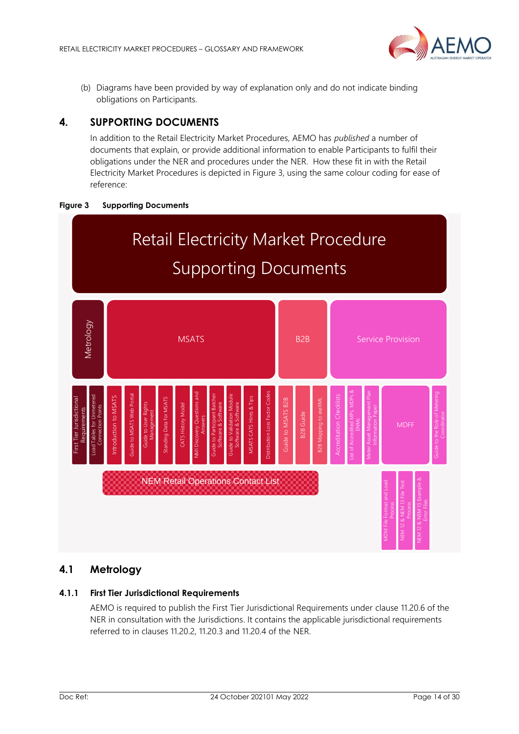(b) Diagrams have been provided by way of explanation only and do not indicate binding obligations on Participants.

## 4. SUPPORTING DOCUMENTS

In addition to the Retail Electricity Market Procedures, AEMO has *published* a number of documents that explain, or provide additional information to enable Participants to fulfil their obligations under the NER and procedures under the NER. How these fit in with the Retail Electricity Market Procedures is depicted in Figure 3, using the same colour coding for ease of reference:

**Figure 3 Supporting Documents**

Retail Electricity Market Procedure Supporting Documents

- Metrology
  - First Tier Jurisdictional Requirements
  - Load Tables for Unmetered Connection Points
- MSATS
  - Introduction to MSATS
  - Guide to MSATS Web Portal
  - Guide to User Rights Management
  - Standing Data for MSATS
  - CATS History Model
  - NMI Discovery Questions and Answers
  - Guide to Participant Batcher Software & Software
  - Guide to Validation Module Software & Software
  - MSATS CATS Hints & Tips
  - Distribution Loss Factor Codes
- B2B
  - Guide to MSATS B2B
  - B2B Guide
  - B2B Mapping to aseXML
- Service Provision
  - Accreditation Checklists
  - List of Accredited MPs, MDPs & ENMs
  - Meter Asset Management Plan Information Paper
  - MDFF
    - MDM File Format and Load Process
    - NEM 12 & NEM 13 File Test Process
    - NEM 12 & NEM 13 Example & Error Files
  - Guide to the Role of Metering Coordinator
- NEM Retail Operations Contact List

### 4.1 Metrology

#### 4.1.1 First Tier Jurisdictional Requirements

AEMO is required to publish the First Tier Jurisdictional Requirements under clause 11.20.6 of the NER in consultation with the Jurisdictions. It contains the applicable jurisdictional requirements referred to in clauses 11.20.2, 11.20.3 and 11.20.4 of the NER.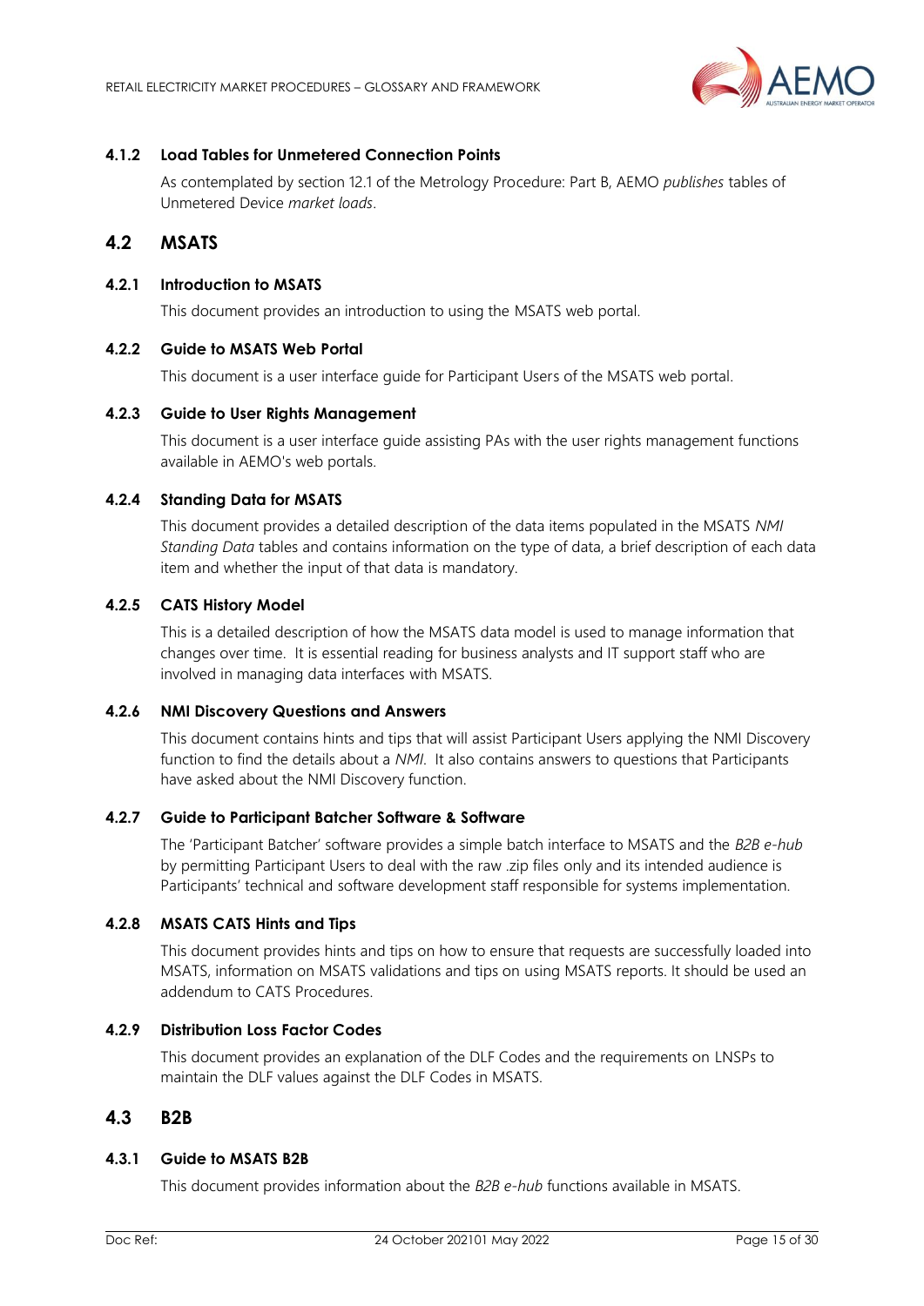#### 4.1.2 Load Tables for Unmetered Connection Points

As contemplated by section 12.1 of the Metrology Procedure: Part B, AEMO *publishes* tables of Unmetered Device *market loads*.

### 4.2 MSATS

#### 4.2.1 Introduction to MSATS

This document provides an introduction to using the MSATS web portal.

#### 4.2.2 Guide to MSATS Web Portal

This document is a user interface guide for Participant Users of the MSATS web portal.

#### 4.2.3 Guide to User Rights Management

This document is a user interface guide assisting PAs with the user rights management functions available in AEMO's web portals.

#### 4.2.4 Standing Data for MSATS

This document provides a detailed description of the data items populated in the MSATS *NMI Standing Data* tables and contains information on the type of data, a brief description of each data item and whether the input of that data is mandatory.

#### 4.2.5 CATS History Model

This is a detailed description of how the MSATS data model is used to manage information that changes over time. It is essential reading for business analysts and IT support staff who are involved in managing data interfaces with MSATS.

#### 4.2.6 NMI Discovery Questions and Answers

This document contains hints and tips that will assist Participant Users applying the NMI Discovery function to find the details about a *NMI*. It also contains answers to questions that Participants have asked about the NMI Discovery function.

#### 4.2.7 Guide to Participant Batcher Software & Software

The 'Participant Batcher' software provides a simple batch interface to MSATS and the *B2B e-hub* by permitting Participant Users to deal with the raw .zip files only and its intended audience is Participants' technical and software development staff responsible for systems implementation.

#### 4.2.8 MSATS CATS Hints and Tips

This document provides hints and tips on how to ensure that requests are successfully loaded into MSATS, information on MSATS validations and tips on using MSATS reports. It should be used an addendum to CATS Procedures.

#### 4.2.9 Distribution Loss Factor Codes

This document provides an explanation of the DLF Codes and the requirements on LNSPs to maintain the DLF values against the DLF Codes in MSATS.

### 4.3 B2B

#### 4.3.1 Guide to MSATS B2B

This document provides information about the *B2B e-hub* functions available in MSATS.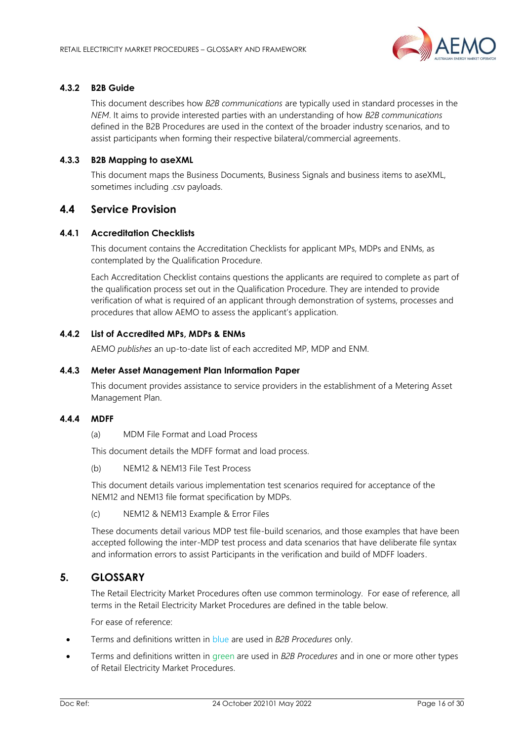#### 4.3.2 B2B Guide

This document describes how *B2B communications* are typically used in standard processes in the *NEM*. It aims to provide interested parties with an understanding of how *B2B communications* defined in the B2B Procedures are used in the context of the broader industry scenarios, and to assist participants when forming their respective bilateral/commercial agreements.

#### 4.3.3 B2B Mapping to aseXML

This document maps the Business Documents, Business Signals and business items to aseXML, sometimes including .csv payloads.

### 4.4 Service Provision

#### 4.4.1 Accreditation Checklists

This document contains the Accreditation Checklists for applicant MPs, MDPs and ENMs, as contemplated by the Qualification Procedure.

Each Accreditation Checklist contains questions the applicants are required to complete as part of the qualification process set out in the Qualification Procedure. They are intended to provide verification of what is required of an applicant through demonstration of systems, processes and procedures that allow AEMO to assess the applicant's application.

#### 4.4.2 List of Accredited MPs, MDPs & ENMs

AEMO *publishes* an up-to-date list of each accredited MP, MDP and ENM.

#### 4.4.3 Meter Asset Management Plan Information Paper

This document provides assistance to service providers in the establishment of a Metering Asset Management Plan.

#### 4.4.4 MDFF

(a) MDM File Format and Load Process

This document details the MDFF format and load process.

(b) NEM12 & NEM13 File Test Process

This document details various implementation test scenarios required for acceptance of the NEM12 and NEM13 file format specification by MDPs.

(c) NEM12 & NEM13 Example & Error Files

These documents detail various MDP test file-build scenarios, and those examples that have been accepted following the inter-MDP test process and data scenarios that have deliberate file syntax and information errors to assist Participants in the verification and build of MDFF loaders.

## 5. GLOSSARY

The Retail Electricity Market Procedures often use common terminology. For ease of reference, all terms in the Retail Electricity Market Procedures are defined in the table below.

For ease of reference:

- Terms and definitions written in blue are used in *B2B Procedures* only.
- Terms and definitions written in green are used in *B2B Procedures* and in one or more other types of Retail Electricity Market Procedures.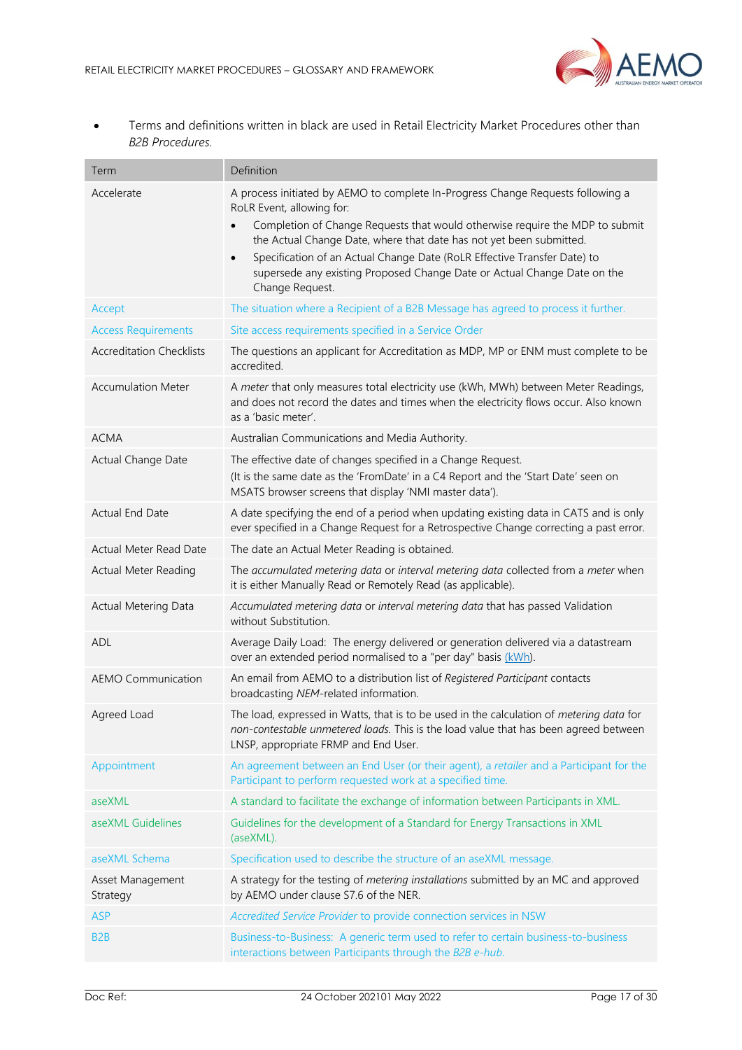- Terms and definitions written in black are used in Retail Electricity Market Procedures other than *B2B Procedures*.

| Term | Definition |
|---|---|
| Accelerate | A process initiated by AEMO to complete In-Progress Change Requests following a RoLR Event, allowing for:<br>• Completion of Change Requests that would otherwise require the MDP to submit the Actual Change Date, where that date has not yet been submitted.<br>• Specification of an Actual Change Date (RoLR Effective Transfer Date) to supersede any existing Proposed Change Date or Actual Change Date on the Change Request. |
| Accept | The situation where a Recipient of a B2B Message has agreed to process it further. |
| Access Requirements | Site access requirements specified in a Service Order |
| Accreditation Checklists | The questions an applicant for Accreditation as MDP, MP or ENM must complete to be accredited. |
| Accumulation Meter | A *meter* that only measures total electricity use (kWh, MWh) between Meter Readings, and does not record the dates and times when the electricity flows occur. Also known as a 'basic meter'. |
| ACMA | Australian Communications and Media Authority. |
| Actual Change Date | The effective date of changes specified in a Change Request.<br>(It is the same date as the 'FromDate' in a C4 Report and the 'Start Date' seen on MSATS browser screens that display 'NMI master data'). |
| Actual End Date | A date specifying the end of a period when updating existing data in CATS and is only ever specified in a Change Request for a Retrospective Change correcting a past error. |
| Actual Meter Read Date | The date an Actual Meter Reading is obtained. |
| Actual Meter Reading | The *accumulated metering data* or *interval metering data* collected from a *meter* when it is either Manually Read or Remotely Read (as applicable). |
| Actual Metering Data | *Accumulated metering data* or *interval metering data* that has passed Validation without Substitution. |
| ADL | Average Daily Load: The energy delivered or generation delivered via a datastream over an extended period normalised to a "per day" basis (kWh). |
| AEMO Communication | An email from AEMO to a distribution list of *Registered Participant* contacts broadcasting *NEM*-related information. |
| Agreed Load | The load, expressed in Watts, that is to be used in the calculation of *metering data* for *non-contestable unmetered loads*. This is the load value that has been agreed between LNSP, appropriate FRMP and End User. |
| Appointment | An agreement between an End User (or their agent), a *retailer* and a Participant for the Participant to perform requested work at a specified time. |
| aseXML | A standard to facilitate the exchange of information between Participants in XML. |
| aseXML Guidelines | Guidelines for the development of a Standard for Energy Transactions in XML (aseXML). |
| aseXML Schema | Specification used to describe the structure of an aseXML message. |
| Asset Management Strategy | A strategy for the testing of *metering installations* submitted by an MC and approved by AEMO under clause S7.6 of the NER. |
| ASP | *Accredited Service Provider* to provide connection services in NSW |
| B2B | Business-to-Business: A generic term used to refer to certain business-to-business interactions between Participants through the *B2B e-hub*. |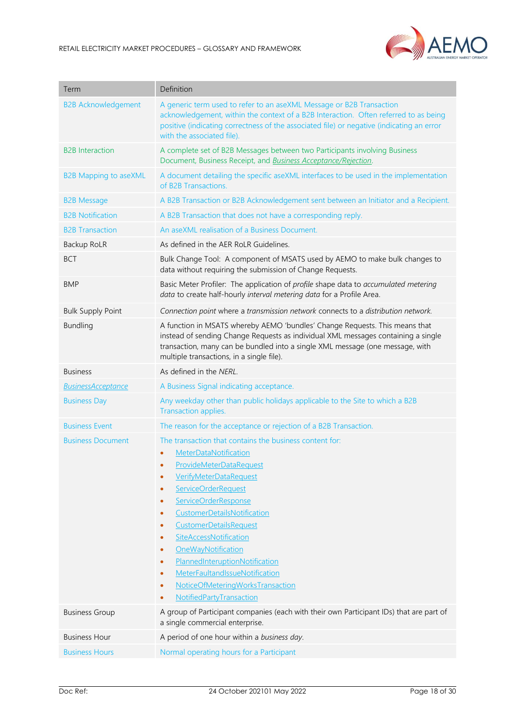| Term | Definition |
| --- | --- |
| B2B Acknowledgement | A generic term used to refer to an aseXML Message or B2B Transaction acknowledgement, within the context of a B2B Interaction. Often referred to as being positive (indicating correctness of the associated file) or negative (indicating an error with the associated file). |
| B2B Interaction | A complete set of B2B Messages between two Participants involving Business Document, Business Receipt, and *Business Acceptance/Rejection*. |
| B2B Mapping to aseXML | A document detailing the specific aseXML interfaces to be used in the implementation of B2B Transactions. |
| B2B Message | A B2B Transaction or B2B Acknowledgement sent between an Initiator and a Recipient. |
| B2B Notification | A B2B Transaction that does not have a corresponding reply. |
| B2B Transaction | An aseXML realisation of a Business Document. |
| Backup RoLR | As defined in the AER RoLR Guidelines. |
| BCT | Bulk Change Tool: A component of MSATS used by AEMO to make bulk changes to data without requiring the submission of Change Requests. |
| BMP | Basic Meter Profiler: The application of *profile* shape data to *accumulated metering data* to create half-hourly *interval metering data* for a Profile Area. |
| Bulk Supply Point | *Connection point* where a *transmission network* connects to a *distribution network.* |
| Bundling | A function in MSATS whereby AEMO 'bundles' Change Requests. This means that instead of sending Change Requests as individual XML messages containing a single transaction, many can be bundled into a single XML message (one message, with multiple transactions, in a single file). |
| Business | As defined in the *NERL*. |
| *BusinessAcceptance* | A Business Signal indicating acceptance. |
| Business Day | Any weekday other than public holidays applicable to the Site to which a B2B Transaction applies. |
| Business Event | The reason for the acceptance or rejection of a B2B Transaction. |
| Business Document | The transaction that contains the business content for:<br>• MeterDataNotification<br>• ProvideMeterDataRequest<br>• VerifyMeterDataRequest<br>• ServiceOrderRequest<br>• ServiceOrderResponse<br>• CustomerDetailsNotification<br>• CustomerDetailsRequest<br>• SiteAccessNotification<br>• OneWayNotification<br>• PlannedInteruptionNotification<br>• MeterFaultandIssueNotification<br>• NoticeOfMeteringWorksTransaction<br>• NotifiedPartyTransaction |
| Business Group | A group of Participant companies (each with their own Participant IDs) that are part of a single commercial enterprise. |
| Business Hour | A period of one hour within a *business day*. |
| Business Hours | Normal operating hours for a Participant |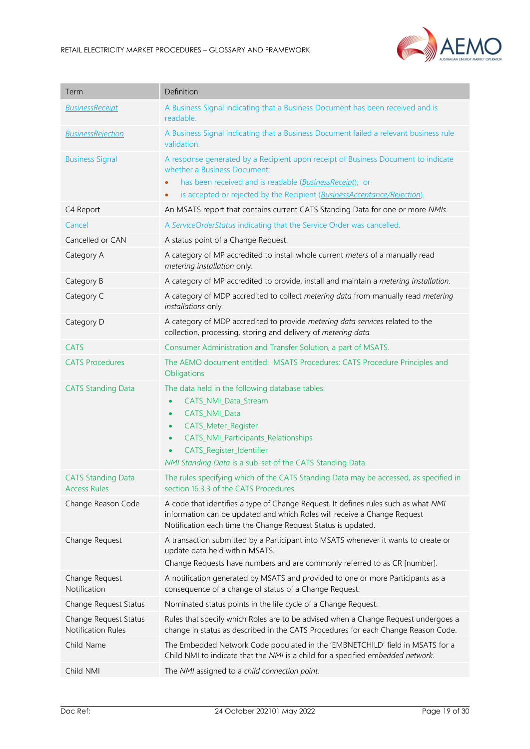| Term | Definition |
|---|---|
| *BusinessReceipt* | A Business Signal indicating that a Business Document has been received and is readable. |
| *BusinessRejection* | A Business Signal indicating that a Business Document failed a relevant business rule validation. |
| Business Signal | A response generated by a Recipient upon receipt of Business Document to indicate whether a Business Document:<br>• has been received and is readable (*BusinessReceipt*); or<br>• is accepted or rejected by the Recipient (*BusinessAcceptance/Rejection*). |
| C4 Report | An MSATS report that contains current CATS Standing Data for one or more *NMIs*. |
| Cancel | A *ServiceOrderStatus* indicating that the Service Order was cancelled. |
| Cancelled or CAN | A status point of a Change Request. |
| Category A | A category of MP accredited to install whole current *meters* of a manually read *metering installation* only. |
| Category B | A category of MP accredited to provide, install and maintain a *metering installation*. |
| Category C | A category of MDP accredited to collect *metering data* from manually read *metering installations* only. |
| Category D | A category of MDP accredited to provide *metering data services* related to the collection, processing, storing and delivery of *metering data*. |
| CATS | Consumer Administration and Transfer Solution, a part of MSATS. |
| CATS Procedures | The AEMO document entitled: MSATS Procedures: CATS Procedure Principles and Obligations |
| CATS Standing Data | The data held in the following database tables:<br>• CATS_NMI_Data_Stream<br>• CATS_NMI_Data<br>• CATS_Meter_Register<br>• CATS_NMI_Participants_Relationships<br>• CATS_Register_Identifier<br>*NMI Standing Data* is a sub-set of the CATS Standing Data. |
| CATS Standing Data Access Rules | The rules specifying which of the CATS Standing Data may be accessed, as specified in section 16.3.3 of the CATS Procedures. |
| Change Reason Code | A code that identifies a type of Change Request. It defines rules such as what *NMI* information can be updated and which Roles will receive a Change Request Notification each time the Change Request Status is updated. |
| Change Request | A transaction submitted by a Participant into MSATS whenever it wants to create or update data held within MSATS.<br>Change Requests have numbers and are commonly referred to as CR [number]. |
| Change Request Notification | A notification generated by MSATS and provided to one or more Participants as a consequence of a change of status of a Change Request. |
| Change Request Status | Nominated status points in the life cycle of a Change Request. |
| Change Request Status Notification Rules | Rules that specify which Roles are to be advised when a Change Request undergoes a change in status as described in the CATS Procedures for each Change Reason Code. |
| Child Name | The Embedded Network Code populated in the 'EMBNETCHILD' field in MSATS for a Child NMI to indicate that the *NMI* is a child for a specified *embedded network*. |
| Child NMI | The *NMI* assigned to a *child connection point*. |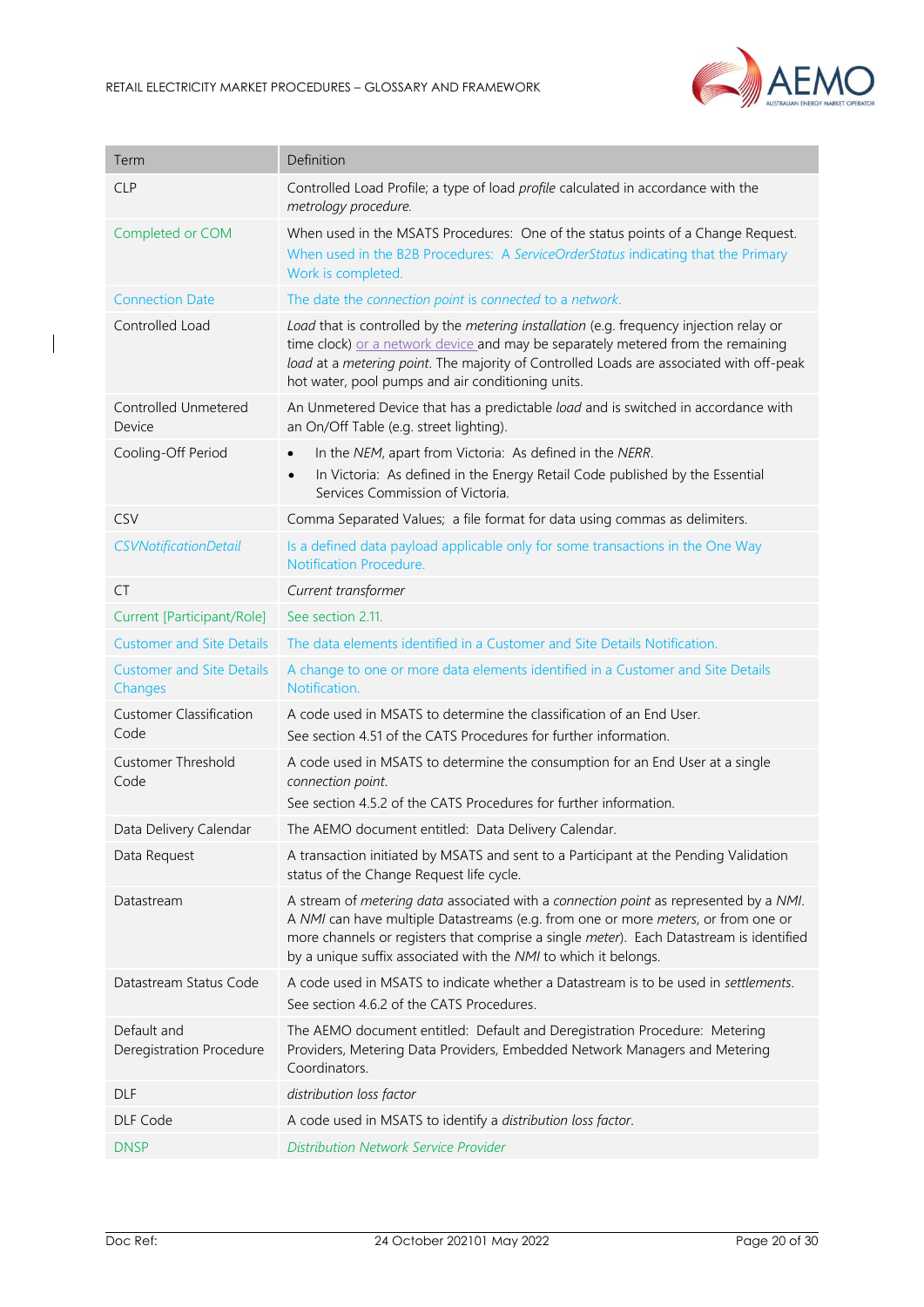| Term | Definition |
| --- | --- |
| CLP | Controlled Load Profile; a type of load *profile* calculated in accordance with the *metrology procedure*. |
| Completed or COM | When used in the MSATS Procedures: One of the status points of a Change Request.<br>When used in the B2B Procedures: A *ServiceOrderStatus* indicating that the Primary Work is completed. |
| Connection Date | The date the *connection point* is *connected* to a *network*. |
| Controlled Load | *Load* that is controlled by the *metering installation* (e.g. frequency injection relay or time clock) or a network device and may be separately metered from the remaining *load* at a *metering point*. The majority of Controlled Loads are associated with off-peak hot water, pool pumps and air conditioning units. |
| Controlled Unmetered Device | An Unmetered Device that has a predictable *load* and is switched in accordance with an On/Off Table (e.g. street lighting). |
| Cooling-Off Period | • In the *NEM*, apart from Victoria: As defined in the *NERR*.<br>• In Victoria: As defined in the Energy Retail Code published by the Essential Services Commission of Victoria. |
| CSV | Comma Separated Values; a file format for data using commas as delimiters. |
| *CSVNotificationDetail* | Is a defined data payload applicable only for some transactions in the One Way Notification Procedure. |
| CT | *Current transformer* |
| Current [Participant/Role] | See section 2.11. |
| Customer and Site Details | The data elements identified in a Customer and Site Details Notification. |
| Customer and Site Details Changes | A change to one or more data elements identified in a Customer and Site Details Notification. |
| Customer Classification Code | A code used in MSATS to determine the classification of an End User.<br>See section 4.51 of the CATS Procedures for further information. |
| Customer Threshold Code | A code used in MSATS to determine the consumption for an End User at a single *connection point*.<br>See section 4.5.2 of the CATS Procedures for further information. |
| Data Delivery Calendar | The AEMO document entitled: Data Delivery Calendar. |
| Data Request | A transaction initiated by MSATS and sent to a Participant at the Pending Validation status of the Change Request life cycle. |
| Datastream | A stream of *metering data* associated with a *connection point* as represented by a *NMI*. A *NMI* can have multiple Datastreams (e.g. from one or more *meters*, or from one or more channels or registers that comprise a single *meter*). Each Datastream is identified by a unique suffix associated with the *NMI* to which it belongs. |
| Datastream Status Code | A code used in MSATS to indicate whether a Datastream is to be used in *settlements*.<br>See section 4.6.2 of the CATS Procedures. |
| Default and Deregistration Procedure | The AEMO document entitled: Default and Deregistration Procedure: Metering Providers, Metering Data Providers, Embedded Network Managers and Metering Coordinators. |
| DLF | *distribution loss factor* |
| DLF Code | A code used in MSATS to identify a *distribution loss factor*. |
| DNSP | *Distribution Network Service Provider* |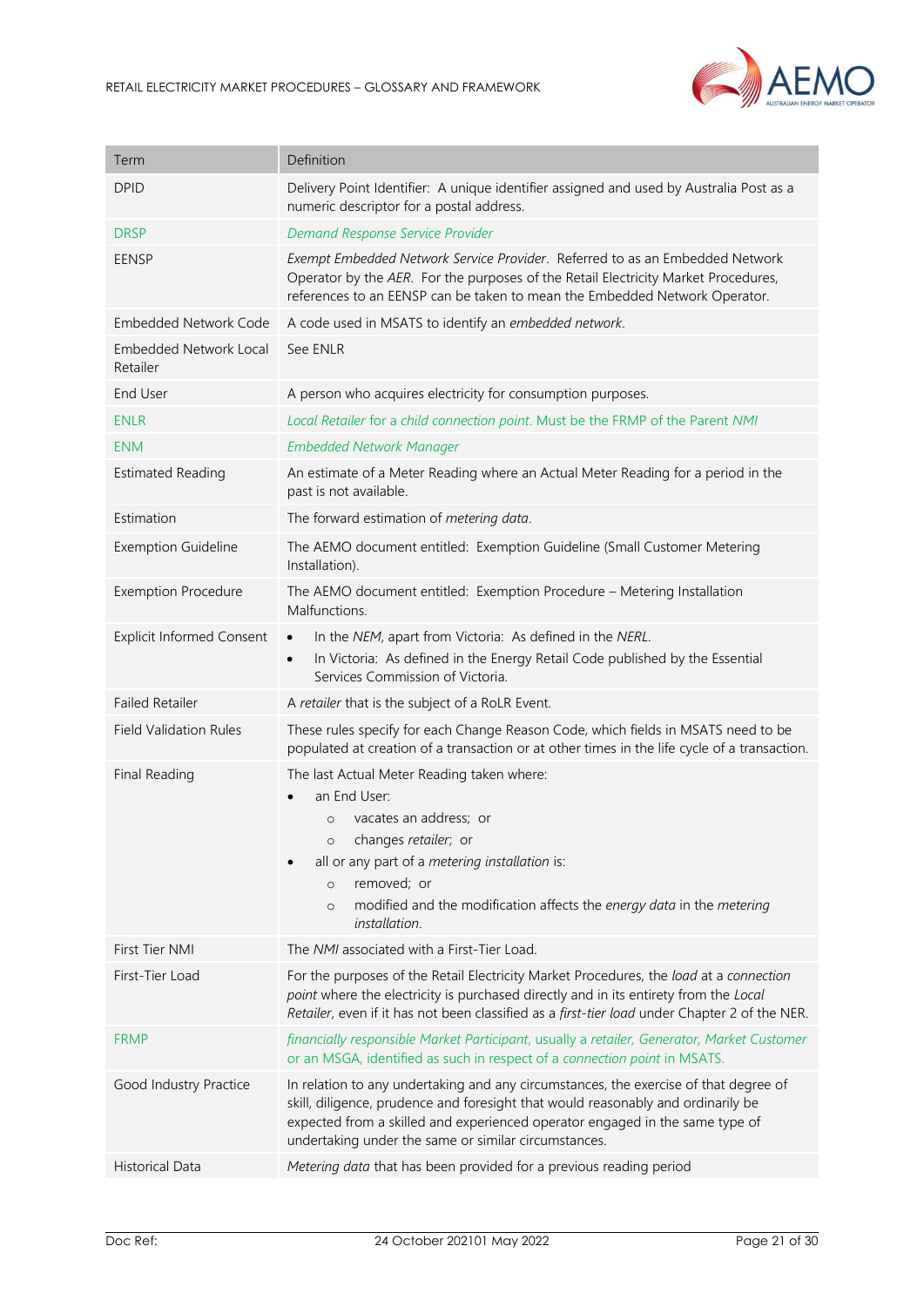| Term | Definition |
|---|---|
| DPID | Delivery Point Identifier: A unique identifier assigned and used by Australia Post as a numeric descriptor for a postal address. |
| DRSP | *Demand Response Service Provider* |
| EENSP | *Exempt Embedded Network Service Provider*. Referred to as an Embedded Network Operator by the *AER*. For the purposes of the Retail Electricity Market Procedures, references to an EENSP can be taken to mean the Embedded Network Operator. |
| Embedded Network Code | A code used in MSATS to identify an *embedded network*. |
| Embedded Network Local Retailer | See ENLR |
| End User | A person who acquires electricity for consumption purposes. |
| ENLR | *Local Retailer* for a *child connection point*. Must be the FRMP of the Parent *NMI* |
| ENM | *Embedded Network Manager* |
| Estimated Reading | An estimate of a Meter Reading where an Actual Meter Reading for a period in the past is not available. |
| Estimation | The forward estimation of *metering data*. |
| Exemption Guideline | The AEMO document entitled: Exemption Guideline (Small Customer Metering Installation). |
| Exemption Procedure | The AEMO document entitled: Exemption Procedure – Metering Installation Malfunctions. |
| Explicit Informed Consent | • In the *NEM*, apart from Victoria: As defined in the *NERL*.<br>• In Victoria: As defined in the Energy Retail Code published by the Essential Services Commission of Victoria. |
| Failed Retailer | A *retailer* that is the subject of a RoLR Event. |
| Field Validation Rules | These rules specify for each Change Reason Code, which fields in MSATS need to be populated at creation of a transaction or at other times in the life cycle of a transaction. |
| Final Reading | The last Actual Meter Reading taken where:<br>• an End User:<br>  o vacates an address; or<br>  o changes *retailer*; or<br>• all or any part of a *metering installation* is:<br>  o removed; or<br>  o modified and the modification affects the *energy data* in the *metering installation*. |
| First Tier NMI | The *NMI* associated with a First-Tier Load. |
| First-Tier Load | For the purposes of the Retail Electricity Market Procedures, the *load* at a *connection point* where the electricity is purchased directly and in its entirety from the *Local Retailer*, even if it has not been classified as a *first-tier load* under Chapter 2 of the NER. |
| FRMP | *financially responsible Market Participant*, usually a *retailer*, *Generator*, *Market Customer* or an MSGA, identified as such in respect of a *connection point* in MSATS. |
| Good Industry Practice | In relation to any undertaking and any circumstances, the exercise of that degree of skill, diligence, prudence and foresight that would reasonably and ordinarily be expected from a skilled and experienced operator engaged in the same type of undertaking under the same or similar circumstances. |
| Historical Data | *Metering data* that has been provided for a previous reading period |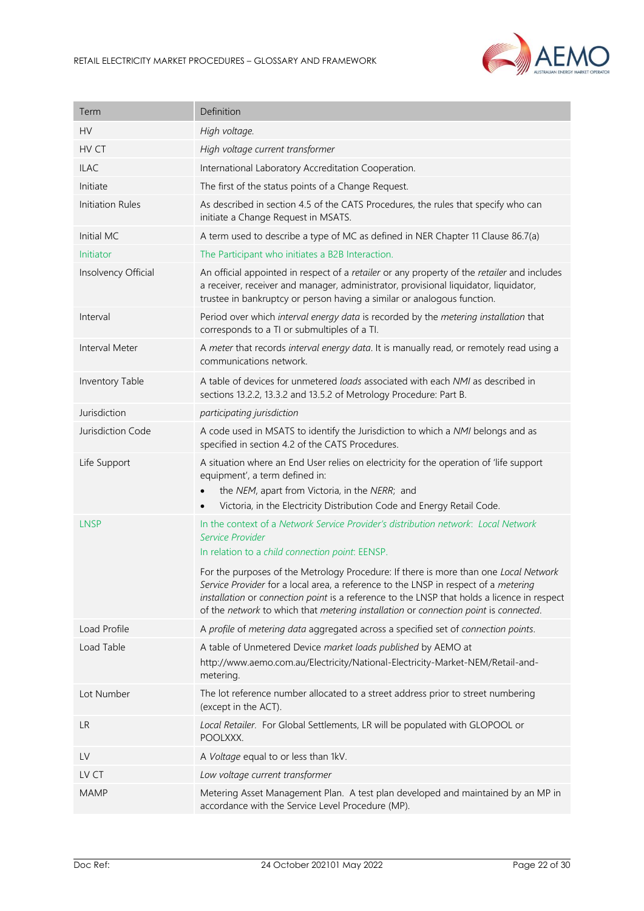| Term | Definition |
|---|---|
| HV | *High voltage.* |
| HV CT | *High voltage current transformer* |
| ILAC | International Laboratory Accreditation Cooperation. |
| Initiate | The first of the status points of a Change Request. |
| Initiation Rules | As described in section 4.5 of the CATS Procedures, the rules that specify who can initiate a Change Request in MSATS. |
| Initial MC | A term used to describe a type of MC as defined in NER Chapter 11 Clause 86.7(a) |
| Initiator | The Participant who initiates a B2B Interaction. |
| Insolvency Official | An official appointed in respect of a *retailer* or any property of the *retailer* and includes a receiver, receiver and manager, administrator, provisional liquidator, liquidator, trustee in bankruptcy or person having a similar or analogous function. |
| Interval | Period over which *interval energy data* is recorded by the *metering installation* that corresponds to a TI or submultiples of a TI. |
| Interval Meter | A *meter* that records *interval energy data*. It is manually read, or remotely read using a communications network. |
| Inventory Table | A table of devices for unmetered *loads* associated with each *NMI* as described in sections 13.2.2, 13.3.2 and 13.5.2 of Metrology Procedure: Part B. |
| Jurisdiction | *participating jurisdiction* |
| Jurisdiction Code | A code used in MSATS to identify the Jurisdiction to which a *NMI* belongs and as specified in section 4.2 of the CATS Procedures. |
| Life Support | A situation where an End User relies on electricity for the operation of 'life support equipment', a term defined in:<br>• the *NEM*, apart from Victoria, in the *NERR*; and<br>• Victoria, in the Electricity Distribution Code and Energy Retail Code. |
| LNSP | In the context of a *Network Service Provider's distribution network*: *Local Network Service Provider*<br>In relation to a *child connection point*: EENSP.<br><br>For the purposes of the Metrology Procedure: If there is more than one *Local Network Service Provider* for a local area, a reference to the LNSP in respect of a *metering installation* or *connection point* is a reference to the LNSP that holds a licence in respect of the *network* to which that *metering installation* or *connection point* is *connected*. |
| Load Profile | A *profile* of *metering data* aggregated across a specified set of *connection points*. |
| Load Table | A table of Unmetered Device *market loads published* by AEMO at http://www.aemo.com.au/Electricity/National-Electricity-Market-NEM/Retail-and-metering. |
| Lot Number | The lot reference number allocated to a street address prior to street numbering (except in the ACT). |
| LR | *Local Retailer*. For Global Settlements, LR will be populated with GLOPOOL or POOLXXX. |
| LV | A *Voltage* equal to or less than 1kV. |
| LV CT | *Low voltage current transformer* |
| MAMP | Metering Asset Management Plan. A test plan developed and maintained by an MP in accordance with the Service Level Procedure (MP). |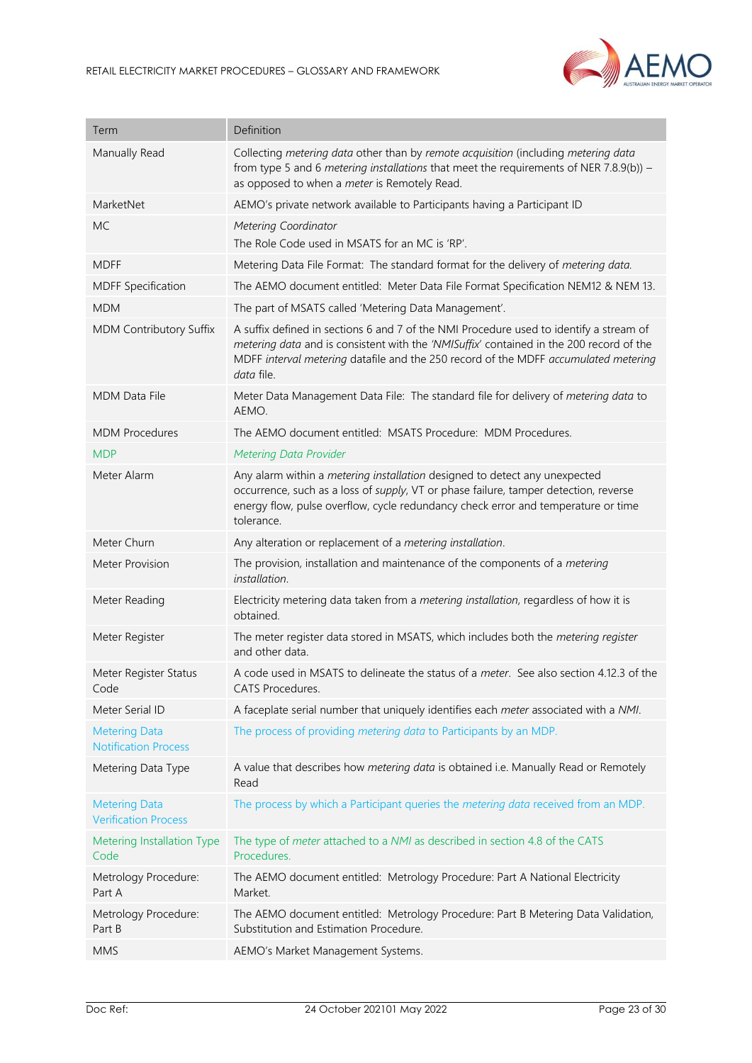| Term | Definition |
|---|---|
| Manually Read | Collecting *metering data* other than by *remote acquisition* (including *metering data* from type 5 and 6 *metering installations* that meet the requirements of NER 7.8.9(b)) – as opposed to when a *meter* is Remotely Read. |
| MarketNet | AEMO's private network available to Participants having a Participant ID |
| MC | *Metering Coordinator*<br>The Role Code used in MSATS for an MC is 'RP'. |
| MDFF | Metering Data File Format: The standard format for the delivery of *metering data*. |
| MDFF Specification | The AEMO document entitled: Meter Data File Format Specification NEM12 & NEM 13. |
| MDM | The part of MSATS called 'Metering Data Management'. |
| MDM Contributory Suffix | A suffix defined in sections 6 and 7 of the NMI Procedure used to identify a stream of *metering data* and is consistent with the *'NMISuffix'* contained in the 200 record of the MDFF *interval metering* datafile and the 250 record of the MDFF *accumulated metering data* file. |
| MDM Data File | Meter Data Management Data File: The standard file for delivery of *metering data* to AEMO. |
| MDM Procedures | The AEMO document entitled: MSATS Procedure: MDM Procedures. |
| MDP | *Metering Data Provider* |
| Meter Alarm | Any alarm within a *metering installation* designed to detect any unexpected occurrence, such as a loss of *supply*, VT or phase failure, tamper detection, reverse energy flow, pulse overflow, cycle redundancy check error and temperature or time tolerance. |
| Meter Churn | Any alteration or replacement of a *metering installation*. |
| Meter Provision | The provision, installation and maintenance of the components of a *metering installation*. |
| Meter Reading | Electricity metering data taken from a *metering installation*, regardless of how it is obtained. |
| Meter Register | The meter register data stored in MSATS, which includes both the *metering register* and other data. |
| Meter Register Status Code | A code used in MSATS to delineate the status of a *meter*. See also section 4.12.3 of the CATS Procedures. |
| Meter Serial ID | A faceplate serial number that uniquely identifies each *meter* associated with a *NMI*. |
| Metering Data Notification Process | The process of providing *metering data* to Participants by an MDP. |
| Metering Data Type | A value that describes how *metering data* is obtained i.e. Manually Read or Remotely Read |
| Metering Data Verification Process | The process by which a Participant queries the *metering data* received from an MDP. |
| Metering Installation Type Code | The type of *meter* attached to a *NMI* as described in section 4.8 of the CATS Procedures. |
| Metrology Procedure: Part A | The AEMO document entitled: Metrology Procedure: Part A National Electricity Market. |
| Metrology Procedure: Part B | The AEMO document entitled: Metrology Procedure: Part B Metering Data Validation, Substitution and Estimation Procedure. |
| MMS | AEMO's Market Management Systems. |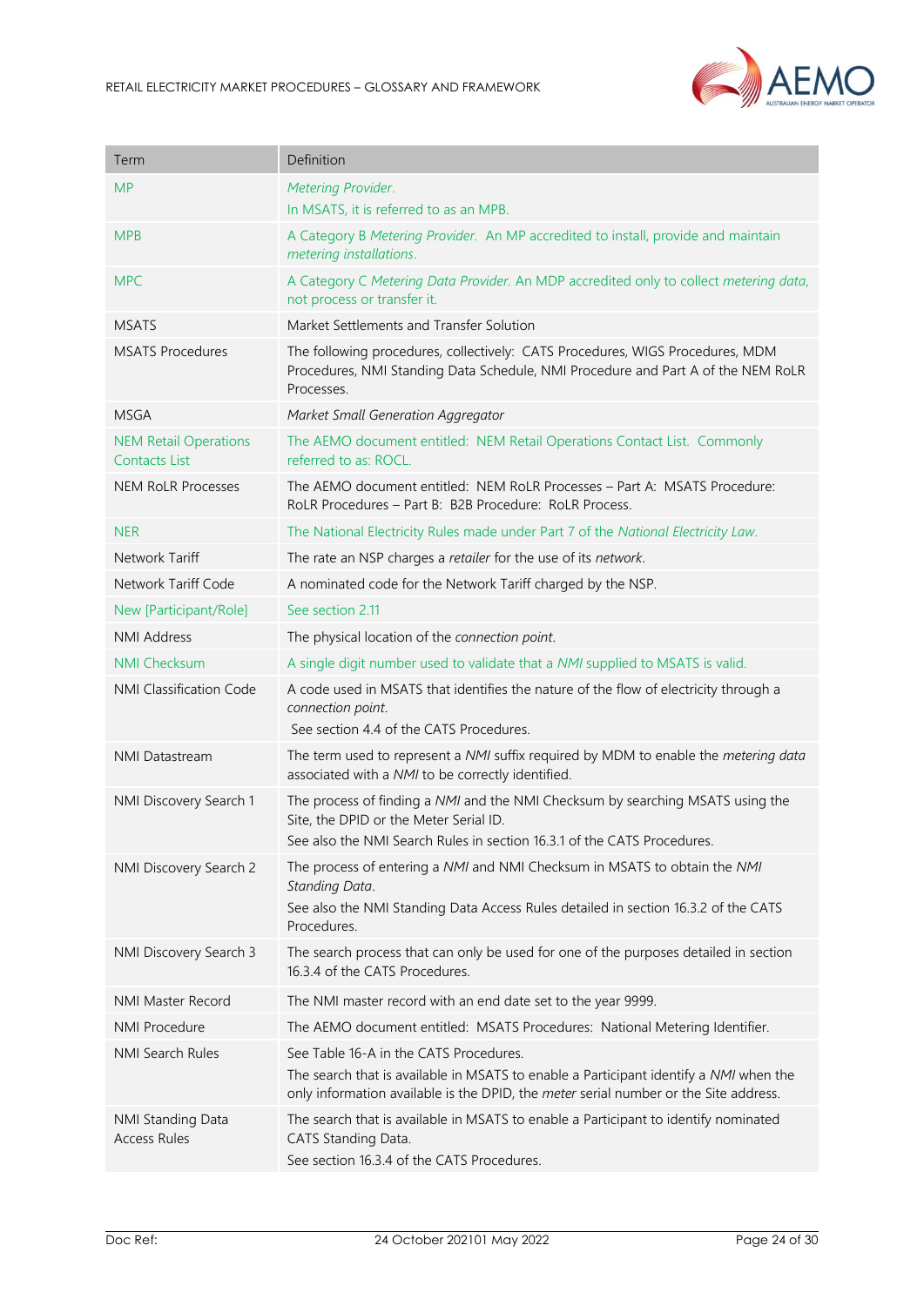| Term | Definition |
|---|---|
| MP | *Metering Provider*.<br>In MSATS, it is referred to as an MPB. |
| MPB | A Category B *Metering Provider*. An MP accredited to install, provide and maintain *metering installations*. |
| MPC | A Category C *Metering Data Provider*. An MDP accredited only to collect *metering data*, not process or transfer it. |
| MSATS | Market Settlements and Transfer Solution |
| MSATS Procedures | The following procedures, collectively: CATS Procedures, WIGS Procedures, MDM Procedures, NMI Standing Data Schedule, NMI Procedure and Part A of the NEM RoLR Processes. |
| MSGA | *Market Small Generation Aggregator* |
| NEM Retail Operations Contacts List | The AEMO document entitled: NEM Retail Operations Contact List. Commonly referred to as: ROCL. |
| NEM RoLR Processes | The AEMO document entitled: NEM RoLR Processes – Part A: MSATS Procedure: RoLR Procedures – Part B: B2B Procedure: RoLR Process. |
| NER | The National Electricity Rules made under Part 7 of the *National Electricity Law*. |
| Network Tariff | The rate an NSP charges a *retailer* for the use of its *network*. |
| Network Tariff Code | A nominated code for the Network Tariff charged by the NSP. |
| New [Participant/Role] | See section 2.11 |
| NMI Address | The physical location of the *connection point*. |
| NMI Checksum | A single digit number used to validate that a *NMI* supplied to MSATS is valid. |
| NMI Classification Code | A code used in MSATS that identifies the nature of the flow of electricity through a *connection point*.<br>See section 4.4 of the CATS Procedures. |
| NMI Datastream | The term used to represent a *NMI* suffix required by MDM to enable the *metering data* associated with a *NMI* to be correctly identified. |
| NMI Discovery Search 1 | The process of finding a *NMI* and the NMI Checksum by searching MSATS using the Site, the DPID or the Meter Serial ID.<br>See also the NMI Search Rules in section 16.3.1 of the CATS Procedures. |
| NMI Discovery Search 2 | The process of entering a *NMI* and NMI Checksum in MSATS to obtain the *NMI Standing Data*.<br>See also the NMI Standing Data Access Rules detailed in section 16.3.2 of the CATS Procedures. |
| NMI Discovery Search 3 | The search process that can only be used for one of the purposes detailed in section 16.3.4 of the CATS Procedures. |
| NMI Master Record | The NMI master record with an end date set to the year 9999. |
| NMI Procedure | The AEMO document entitled: MSATS Procedures: National Metering Identifier. |
| NMI Search Rules | See Table 16-A in the CATS Procedures.<br>The search that is available in MSATS to enable a Participant identify a *NMI* when the only information available is the DPID, the *meter* serial number or the Site address. |
| NMI Standing Data Access Rules | The search that is available in MSATS to enable a Participant to identify nominated CATS Standing Data.<br>See section 16.3.4 of the CATS Procedures. |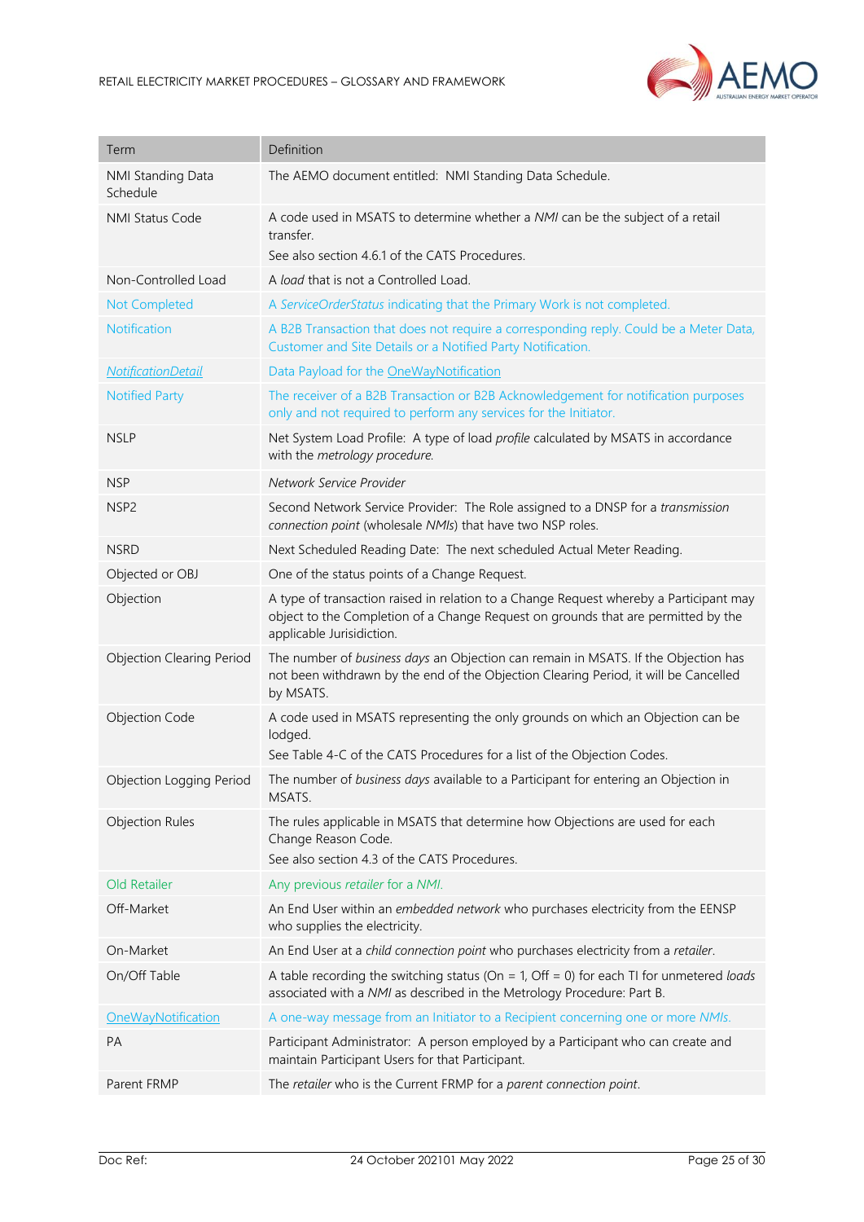| Term | Definition |
| --- | --- |
| NMI Standing Data Schedule | The AEMO document entitled: NMI Standing Data Schedule. |
| NMI Status Code | A code used in MSATS to determine whether a *NMI* can be the subject of a retail transfer.<br>See also section 4.6.1 of the CATS Procedures. |
| Non-Controlled Load | A *load* that is not a Controlled Load. |
| Not Completed | A *ServiceOrderStatus* indicating that the Primary Work is not completed. |
| Notification | A B2B Transaction that does not require a corresponding reply. Could be a Meter Data, Customer and Site Details or a Notified Party Notification. |
| *NotificationDetail* | Data Payload for the OneWayNotification |
| Notified Party | The receiver of a B2B Transaction or B2B Acknowledgement for notification purposes only and not required to perform any services for the Initiator. |
| NSLP | Net System Load Profile: A type of load *profile* calculated by MSATS in accordance with the *metrology procedure.* |
| NSP | *Network Service Provider* |
| NSP2 | Second Network Service Provider: The Role assigned to a DNSP for a *transmission connection point* (wholesale *NMIs*) that have two NSP roles. |
| NSRD | Next Scheduled Reading Date: The next scheduled Actual Meter Reading. |
| Objected or OBJ | One of the status points of a Change Request. |
| Objection | A type of transaction raised in relation to a Change Request whereby a Participant may object to the Completion of a Change Request on grounds that are permitted by the applicable Jurisidiction. |
| Objection Clearing Period | The number of *business days* an Objection can remain in MSATS. If the Objection has not been withdrawn by the end of the Objection Clearing Period, it will be Cancelled by MSATS. |
| Objection Code | A code used in MSATS representing the only grounds on which an Objection can be lodged.<br>See Table 4-C of the CATS Procedures for a list of the Objection Codes. |
| Objection Logging Period | The number of *business days* available to a Participant for entering an Objection in MSATS. |
| Objection Rules | The rules applicable in MSATS that determine how Objections are used for each Change Reason Code.<br>See also section 4.3 of the CATS Procedures. |
| Old Retailer | Any previous *retailer* for a *NMI*. |
| Off-Market | An End User within an *embedded network* who purchases electricity from the EENSP who supplies the electricity. |
| On-Market | An End User at a *child connection point* who purchases electricity from a *retailer*. |
| On/Off Table | A table recording the switching status (On = 1, Off = 0) for each TI for unmetered *loads* associated with a *NMI* as described in the Metrology Procedure: Part B. |
| OneWayNotification | A one-way message from an Initiator to a Recipient concerning one or more *NMIs*. |
| PA | Participant Administrator: A person employed by a Participant who can create and maintain Participant Users for that Participant. |
| Parent FRMP | The *retailer* who is the Current FRMP for a *parent connection point*. |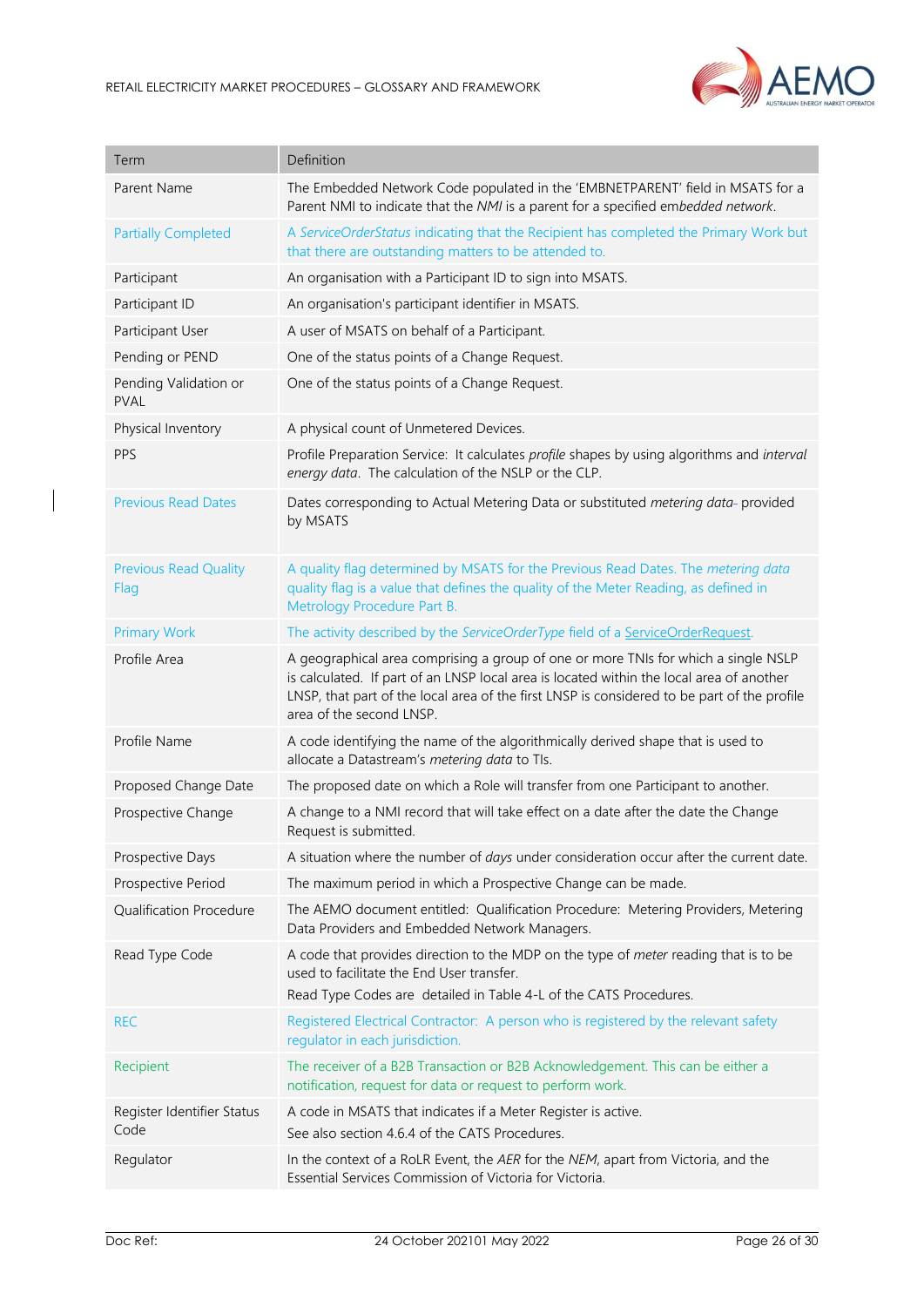| Term | Definition |
|---|---|
| Parent Name | The Embedded Network Code populated in the 'EMBNETPARENT' field in MSATS for a Parent NMI to indicate that the *NMI* is a parent for a specified em*bedded network*. |
| Partially Completed | A *ServiceOrderStatus* indicating that the Recipient has completed the Primary Work but that there are outstanding matters to be attended to. |
| Participant | An organisation with a Participant ID to sign into MSATS. |
| Participant ID | An organisation's participant identifier in MSATS. |
| Participant User | A user of MSATS on behalf of a Participant. |
| Pending or PEND | One of the status points of a Change Request. |
| Pending Validation or PVAL | One of the status points of a Change Request. |
| Physical Inventory | A physical count of Unmetered Devices. |
| PPS | Profile Preparation Service: It calculates *profile* shapes by using algorithms and *interval energy data*. The calculation of the NSLP or the CLP. |
| Previous Read Dates | Dates corresponding to Actual Metering Data or substituted *metering data* provided by MSATS |
| Previous Read Quality Flag | A quality flag determined by MSATS for the Previous Read Dates. The *metering data* quality flag is a value that defines the quality of the Meter Reading, as defined in Metrology Procedure Part B. |
| Primary Work | The activity described by the *ServiceOrderType* field of a ServiceOrderRequest. |
| Profile Area | A geographical area comprising a group of one or more TNIs for which a single NSLP is calculated. If part of an LNSP local area is located within the local area of another LNSP, that part of the local area of the first LNSP is considered to be part of the profile area of the second LNSP. |
| Profile Name | A code identifying the name of the algorithmically derived shape that is used to allocate a Datastream's *metering data* to TIs. |
| Proposed Change Date | The proposed date on which a Role will transfer from one Participant to another. |
| Prospective Change | A change to a NMI record that will take effect on a date after the date the Change Request is submitted. |
| Prospective Days | A situation where the number of *days* under consideration occur after the current date. |
| Prospective Period | The maximum period in which a Prospective Change can be made. |
| Qualification Procedure | The AEMO document entitled: Qualification Procedure: Metering Providers, Metering Data Providers and Embedded Network Managers. |
| Read Type Code | A code that provides direction to the MDP on the type of *meter* reading that is to be used to facilitate the End User transfer.<br>Read Type Codes are detailed in Table 4-L of the CATS Procedures. |
| REC | Registered Electrical Contractor: A person who is registered by the relevant safety regulator in each jurisdiction. |
| Recipient | The receiver of a B2B Transaction or B2B Acknowledgement. This can be either a notification, request for data or request to perform work. |
| Register Identifier Status Code | A code in MSATS that indicates if a Meter Register is active.<br>See also section 4.6.4 of the CATS Procedures. |
| Regulator | In the context of a RoLR Event, the *AER* for the *NEM*, apart from Victoria, and the Essential Services Commission of Victoria for Victoria. |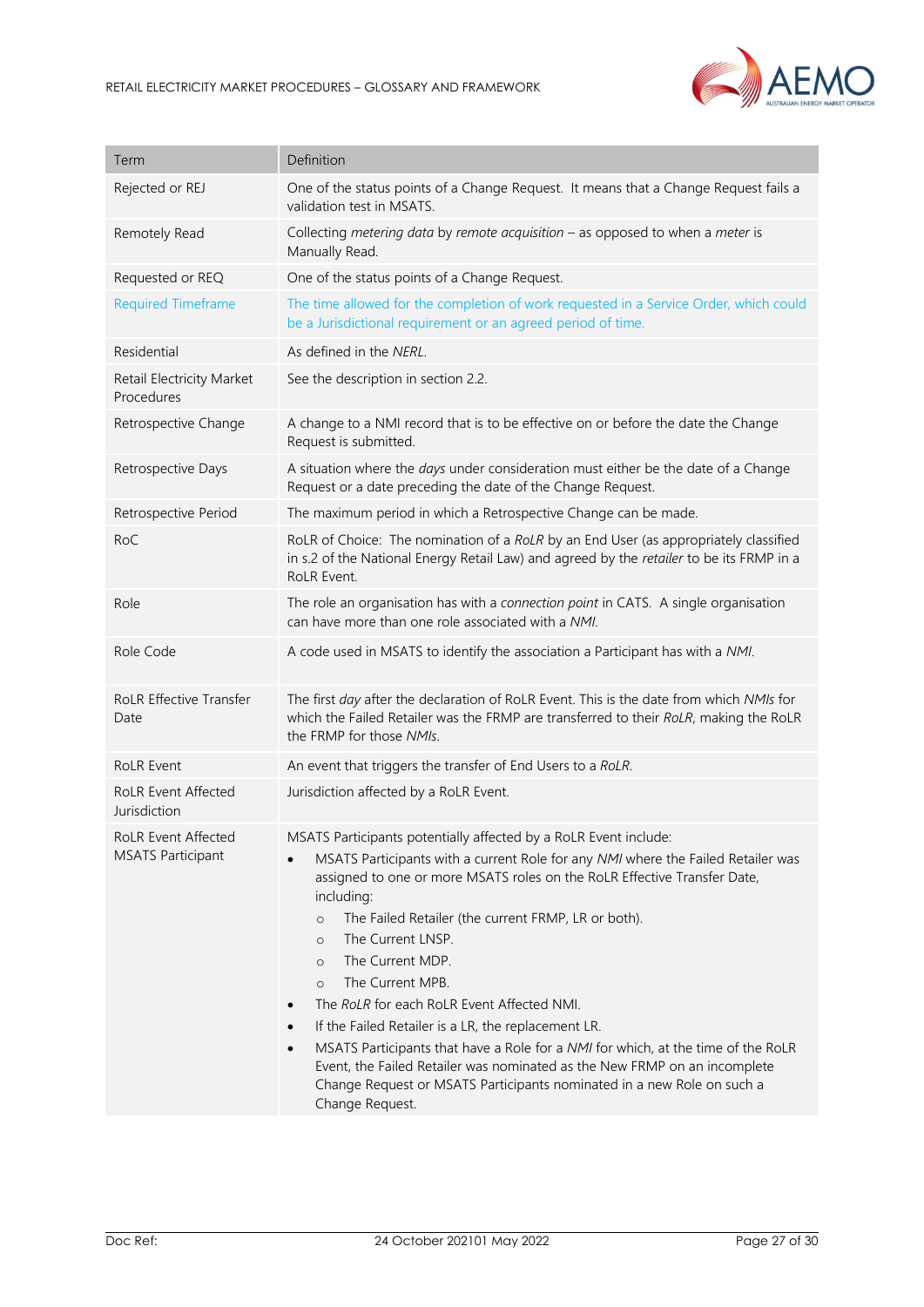| Term | Definition |
| --- | --- |
| Rejected or REJ | One of the status points of a Change Request. It means that a Change Request fails a validation test in MSATS. |
| Remotely Read | Collecting *metering data* by *remote acquisition* – as opposed to when a *meter* is Manually Read. |
| Requested or REQ | One of the status points of a Change Request. |
| Required Timeframe | The time allowed for the completion of work requested in a Service Order, which could be a Jurisdictional requirement or an agreed period of time. |
| Residential | As defined in the *NERL*. |
| Retail Electricity Market Procedures | See the description in section 2.2. |
| Retrospective Change | A change to a NMI record that is to be effective on or before the date the Change Request is submitted. |
| Retrospective Days | A situation where the *days* under consideration must either be the date of a Change Request or a date preceding the date of the Change Request. |
| Retrospective Period | The maximum period in which a Retrospective Change can be made. |
| RoC | RoLR of Choice: The nomination of a *RoLR* by an End User (as appropriately classified in s.2 of the National Energy Retail Law) and agreed by the *retailer* to be its FRMP in a RoLR Event. |
| Role | The role an organisation has with a *connection point* in CATS. A single organisation can have more than one role associated with a *NMI*. |
| Role Code | A code used in MSATS to identify the association a Participant has with a *NMI*. |
| RoLR Effective Transfer Date | The first *day* after the declaration of RoLR Event. This is the date from which *NMIs* for which the Failed Retailer was the FRMP are transferred to their *RoLR*, making the RoLR the FRMP for those *NMIs*. |
| RoLR Event | An event that triggers the transfer of End Users to a *RoLR*. |
| RoLR Event Affected Jurisdiction | Jurisdiction affected by a RoLR Event. |
| RoLR Event Affected MSATS Participant | MSATS Participants potentially affected by a RoLR Event include:<br>• MSATS Participants with a current Role for any *NMI* where the Failed Retailer was assigned to one or more MSATS roles on the RoLR Effective Transfer Date, including:<br>  ○ The Failed Retailer (the current FRMP, LR or both).<br>  ○ The Current LNSP.<br>  ○ The Current MDP.<br>  ○ The Current MPB.<br>• The *RoLR* for each RoLR Event Affected NMI.<br>• If the Failed Retailer is a LR, the replacement LR.<br>• MSATS Participants that have a Role for a *NMI* for which, at the time of the RoLR Event, the Failed Retailer was nominated as the New FRMP on an incomplete Change Request or MSATS Participants nominated in a new Role on such a Change Request. |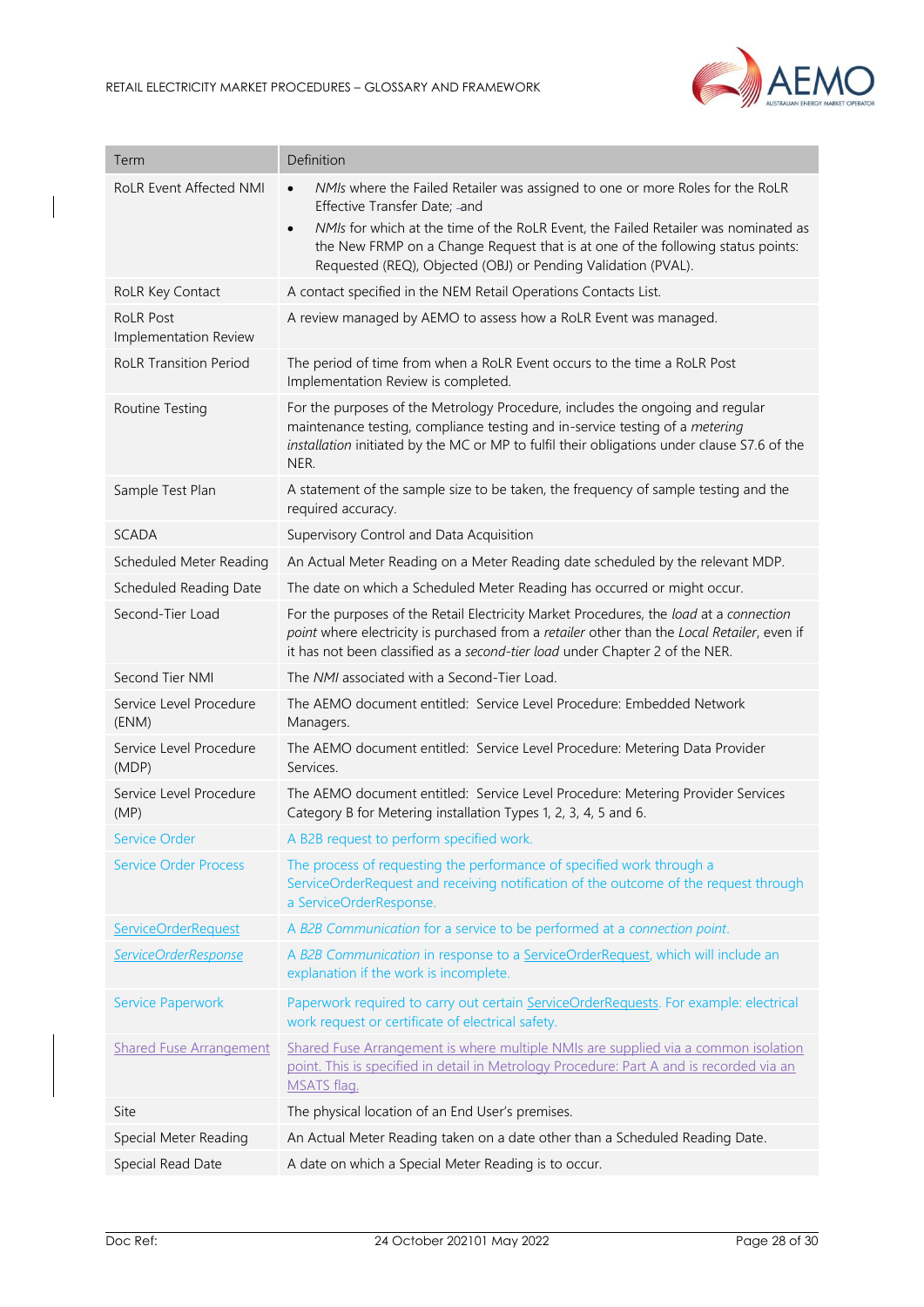| Term | Definition |
|---|---|
| RoLR Event Affected NMI | • *NMIs* where the Failed Retailer was assigned to one or more Roles for the RoLR Effective Transfer Date; and<br>• *NMIs* for which at the time of the RoLR Event, the Failed Retailer was nominated as the New FRMP on a Change Request that is at one of the following status points: Requested (REQ), Objected (OBJ) or Pending Validation (PVAL). |
| RoLR Key Contact | A contact specified in the NEM Retail Operations Contacts List. |
| RoLR Post Implementation Review | A review managed by AEMO to assess how a RoLR Event was managed. |
| RoLR Transition Period | The period of time from when a RoLR Event occurs to the time a RoLR Post Implementation Review is completed. |
| Routine Testing | For the purposes of the Metrology Procedure, includes the ongoing and regular maintenance testing, compliance testing and in-service testing of a *metering installation* initiated by the MC or MP to fulfil their obligations under clause S7.6 of the NER. |
| Sample Test Plan | A statement of the sample size to be taken, the frequency of sample testing and the required accuracy. |
| SCADA | Supervisory Control and Data Acquisition |
| Scheduled Meter Reading | An Actual Meter Reading on a Meter Reading date scheduled by the relevant MDP. |
| Scheduled Reading Date | The date on which a Scheduled Meter Reading has occurred or might occur. |
| Second-Tier Load | For the purposes of the Retail Electricity Market Procedures, the *load* at a *connection point* where electricity is purchased from a *retailer* other than the *Local Retailer*, even if it has not been classified as a *second-tier load* under Chapter 2 of the NER. |
| Second Tier NMI | The *NMI* associated with a Second-Tier Load. |
| Service Level Procedure (ENM) | The AEMO document entitled: Service Level Procedure: Embedded Network Managers. |
| Service Level Procedure (MDP) | The AEMO document entitled: Service Level Procedure: Metering Data Provider Services. |
| Service Level Procedure (MP) | The AEMO document entitled: Service Level Procedure: Metering Provider Services Category B for Metering installation Types 1, 2, 3, 4, 5 and 6. |
| Service Order | A B2B request to perform specified work. |
| Service Order Process | The process of requesting the performance of specified work through a ServiceOrderRequest and receiving notification of the outcome of the request through a ServiceOrderResponse. |
| ServiceOrderRequest | A *B2B Communication* for a service to be performed at a *connection point*. |
| *ServiceOrderResponse* | A *B2B Communication* in response to a ServiceOrderRequest, which will include an explanation if the work is incomplete. |
| Service Paperwork | Paperwork required to carry out certain ServiceOrderRequests. For example: electrical work request or certificate of electrical safety. |
| Shared Fuse Arrangement | Shared Fuse Arrangement is where multiple NMIs are supplied via a common isolation point. This is specified in detail in Metrology Procedure: Part A and is recorded via an MSATS flag. |
| Site | The physical location of an End User's premises. |
| Special Meter Reading | An Actual Meter Reading taken on a date other than a Scheduled Reading Date. |
| Special Read Date | A date on which a Special Meter Reading is to occur. |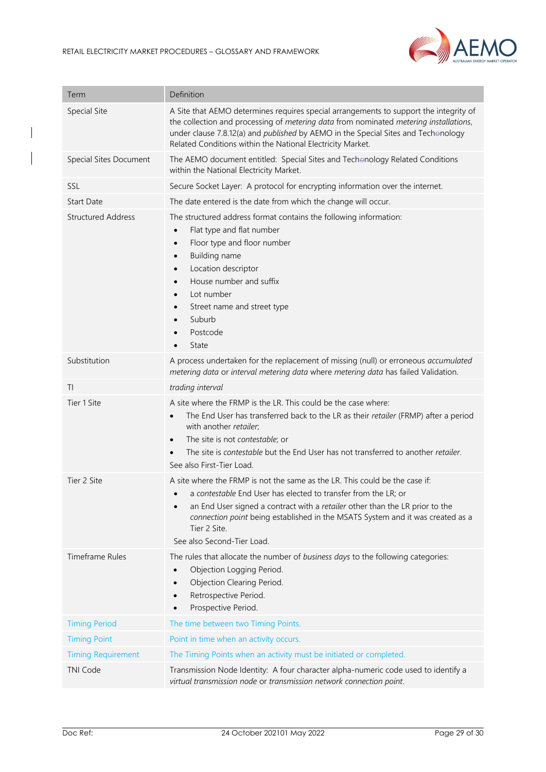| Term | Definition |
|---|---|
| Special Site | A Site that AEMO determines requires special arrangements to support the integrity of the collection and processing of *metering data* from nominated *metering installations*, under clause 7.8.12(a) and *published* by AEMO in the Special Sites and Techenology Related Conditions within the National Electricity Market. |
| Special Sites Document | The AEMO document entitled: Special Sites and Techenology Related Conditions within the National Electricity Market. |
| SSL | Secure Socket Layer: A protocol for encrypting information over the internet. |
| Start Date | The date entered is the date from which the change will occur. |
| Structured Address | The structured address format contains the following information:<br>• Flat type and flat number<br>• Floor type and floor number<br>• Building name<br>• Location descriptor<br>• House number and suffix<br>• Lot number<br>• Street name and street type<br>• Suburb<br>• Postcode<br>• State |
| Substitution | A process undertaken for the replacement of missing (null) or erroneous *accumulated metering data* or *interval metering data* where *metering data* has failed Validation. |
| TI | *trading interval* |
| Tier 1 Site | A site where the FRMP is the LR. This could be the case where:<br>• The End User has transferred back to the LR as their *retailer* (FRMP) after a period with another *retailer*;<br>• The site is not *contestable*; or<br>• The site is *contestable* but the End User has not transferred to another *retailer*.<br>See also First-Tier Load. |
| Tier 2 Site | A site where the FRMP is not the same as the LR. This could be the case if:<br>• a *contestable* End User has elected to transfer from the LR; or<br>• an End User signed a contract with a *retailer* other than the LR prior to the *connection point* being established in the MSATS System and it was created as a Tier 2 Site.<br>See also Second-Tier Load. |
| Timeframe Rules | The rules that allocate the number of *business days* to the following categories:<br>• Objection Logging Period.<br>• Objection Clearing Period.<br>• Retrospective Period.<br>• Prospective Period. |
| Timing Period | The time between two Timing Points. |
| Timing Point | Point in time when an activity occurs. |
| Timing Requirement | The Timing Points when an activity must be initiated or completed. |
| TNI Code | Transmission Node Identity: A four character alpha-numeric code used to identify a *virtual transmission node* or *transmission network connection point*. |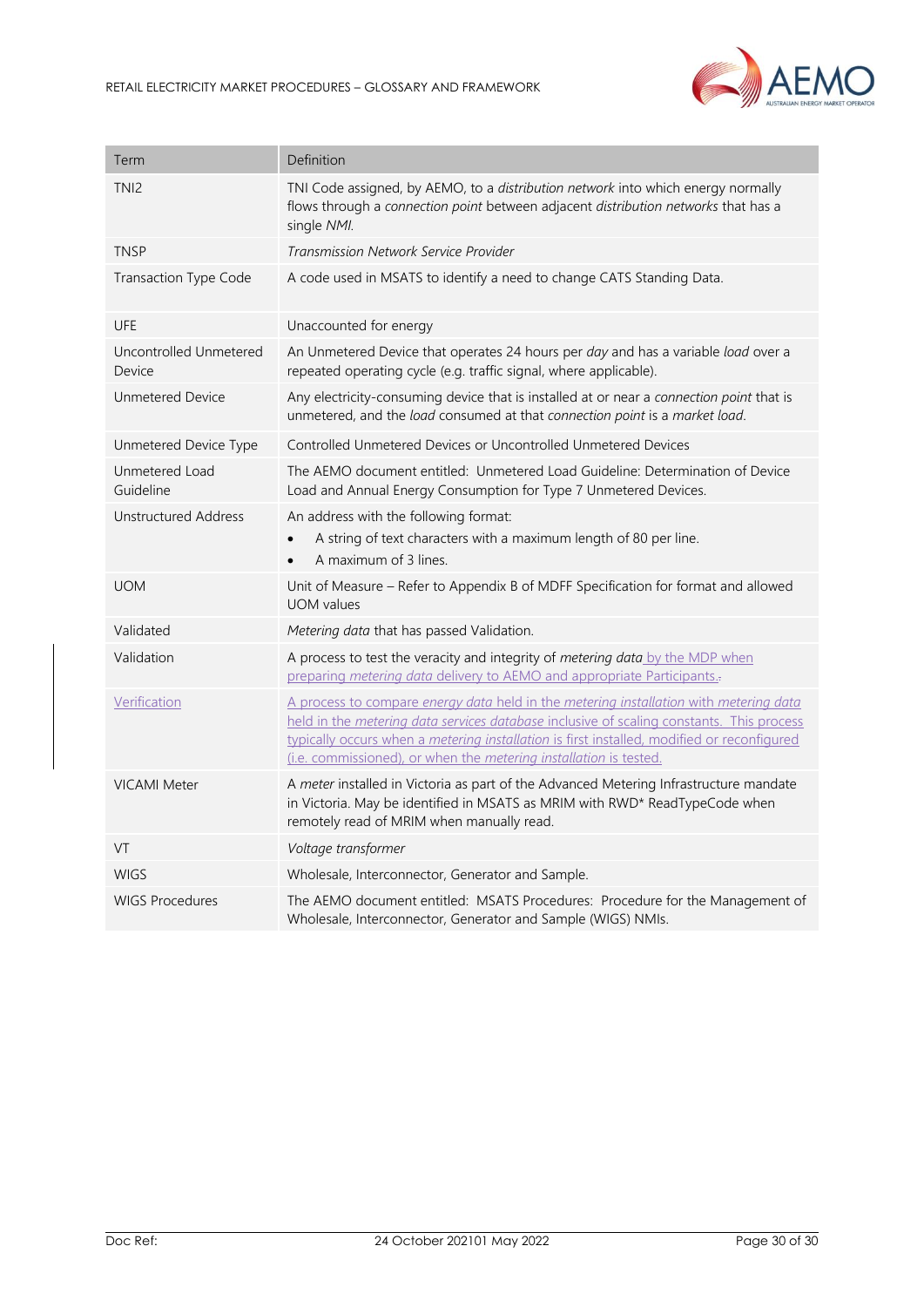| Term | Definition |
|---|---|
| TNI2 | TNI Code assigned, by AEMO, to a *distribution network* into which energy normally flows through a *connection point* between adjacent *distribution networks* that has a single *NMI.* |
| TNSP | *Transmission Network Service Provider* |
| Transaction Type Code | A code used in MSATS to identify a need to change CATS Standing Data. |
| UFE | Unaccounted for energy |
| Uncontrolled Unmetered Device | An Unmetered Device that operates 24 hours per *day* and has a variable *load* over a repeated operating cycle (e.g. traffic signal, where applicable). |
| Unmetered Device | Any electricity-consuming device that is installed at or near a *connection point* that is unmetered, and the *load* consumed at that *connection point* is a *market load*. |
| Unmetered Device Type | Controlled Unmetered Devices or Uncontrolled Unmetered Devices |
| Unmetered Load Guideline | The AEMO document entitled: Unmetered Load Guideline: Determination of Device Load and Annual Energy Consumption for Type 7 Unmetered Devices. |
| Unstructured Address | An address with the following format: <br>• A string of text characters with a maximum length of 80 per line. <br>• A maximum of 3 lines. |
| UOM | Unit of Measure – Refer to Appendix B of MDFF Specification for format and allowed UOM values |
| Validated | *Metering data* that has passed Validation. |
| Validation | A process to test the veracity and integrity of *metering data* by the MDP when preparing *metering data* delivery to AEMO and appropriate Participants. |
| Verification | A process to compare *energy data* held in the *metering installation* with *metering data* held in the *metering data services database* inclusive of scaling constants. This process typically occurs when a *metering installation* is first installed, modified or reconfigured (i.e. commissioned), or when the *metering installation* is tested. |
| VICAMI Meter | A *meter* installed in Victoria as part of the Advanced Metering Infrastructure mandate in Victoria. May be identified in MSATS as MRIM with RWD* ReadTypeCode when remotely read of MRIM when manually read. |
| VT | *Voltage transformer* |
| WIGS | Wholesale, Interconnector, Generator and Sample. |
| WIGS Procedures | The AEMO document entitled: MSATS Procedures: Procedure for the Management of Wholesale, Interconnector, Generator and Sample (WIGS) NMIs. |